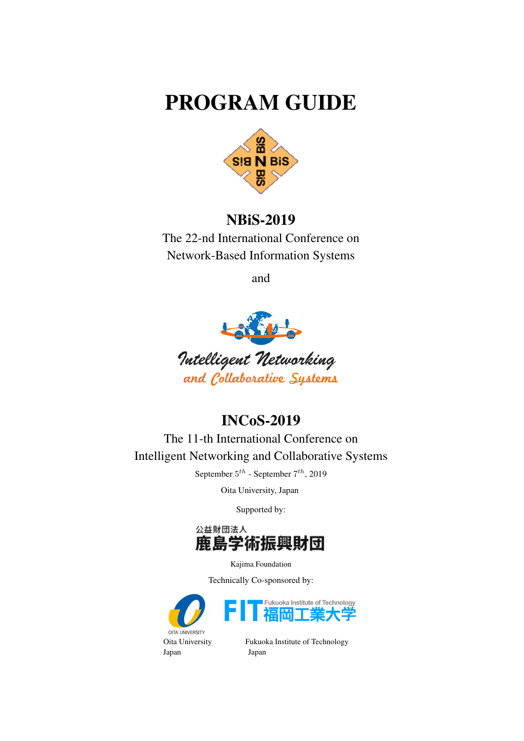# PROGRAM GUIDE

## NBiS-2019

The 22-nd International Conference on
Network-Based Information Systems

and

*Intelligent Networking*
*and Collaborative Systems*

## INCoS-2019

The 11-th International Conference on
Intelligent Networking and Collaborative Systems

September $5^{th}$ - September $7^{th}$, 2019

Oita University, Japan

Supported by:

公益財団法人
鹿島学術振興財団

Kajima Foundation

Technically Co-sponsored by:

OITA UNIVERSITY
Oita University
Japan

FIT Fukuoka Institute of Technology 福岡工業大学
Fukuoka Institute of Technology
Japan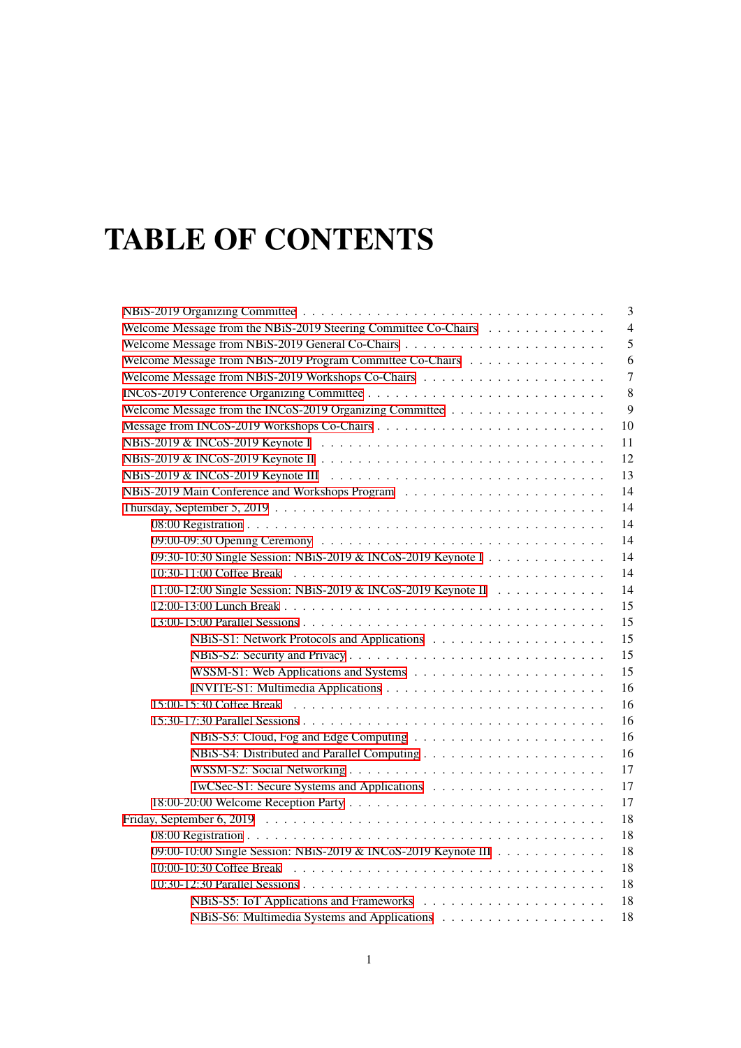# TABLE OF CONTENTS

- NBiS-2019 Organizing Committee . . . . . . . . . . . . . . . . . . . . . . . . . . . . . . . 3
- Welcome Message from the NBiS-2019 Steering Committee Co-Chairs . . . . . . . . . . . . 4
- Welcome Message from NBiS-2019 General Co-Chairs . . . . . . . . . . . . . . . . . . . . 5
- Welcome Message from NBiS-2019 Program Committee Co-Chairs . . . . . . . . . . . . . . 6
- Welcome Message from NBiS-2019 Workshops Co-Chairs . . . . . . . . . . . . . . . . . . 7
- INCoS-2019 Conference Organizing Committee . . . . . . . . . . . . . . . . . . . . . . . 8
- Welcome Message from the INCoS-2019 Organizing Committee . . . . . . . . . . . . . . . 9
- Message from INCoS-2019 Workshops Co-Chairs . . . . . . . . . . . . . . . . . . . . . . 10
- NBiS-2019 & INCoS-2019 Keynote I . . . . . . . . . . . . . . . . . . . . . . . . . . . 11
- NBiS-2019 & INCoS-2019 Keynote II . . . . . . . . . . . . . . . . . . . . . . . . . . . 12
- NBiS-2019 & INCoS-2019 Keynote III . . . . . . . . . . . . . . . . . . . . . . . . . . 13
- NBiS-2019 Main Conference and Workshops Program . . . . . . . . . . . . . . . . . . . . 14
- Thursday, September 5, 2019 . . . . . . . . . . . . . . . . . . . . . . . . . . . . . . 14
  - 08:00 Registration . . . . . . . . . . . . . . . . . . . . . . . . . . . . . . . . . 14
  - 09:00-09:30 Opening Ceremony . . . . . . . . . . . . . . . . . . . . . . . . . . . . 14
  - 09:30-10:30 Single Session: NBiS-2019 & INCoS-2019 Keynote I . . . . . . . . . . . . 14
  - 10:30-11:00 Coffee Break . . . . . . . . . . . . . . . . . . . . . . . . . . . . . . 14
  - 11:00-12:00 Single Session: NBiS-2019 & INCoS-2019 Keynote II . . . . . . . . . . . 14
  - 12:00-13:00 Lunch Break . . . . . . . . . . . . . . . . . . . . . . . . . . . . . . . 15
  - 13:00-15:00 Parallel Sessions . . . . . . . . . . . . . . . . . . . . . . . . . . . . 15
    - NBiS-S1: Network Protocols and Applications . . . . . . . . . . . . . . . . . . . 15
    - NBiS-S2: Security and Privacy . . . . . . . . . . . . . . . . . . . . . . . . . . 15
    - WSSM-S1: Web Applications and Systems . . . . . . . . . . . . . . . . . . . . . . 15
    - INVITE-S1: Multimedia Applications . . . . . . . . . . . . . . . . . . . . . . . 16
  - 15:00-15:30 Coffee Break . . . . . . . . . . . . . . . . . . . . . . . . . . . . . . 16
  - 15:30-17:30 Parallel Sessions . . . . . . . . . . . . . . . . . . . . . . . . . . . . 16
    - NBiS-S3: Cloud, Fog and Edge Computing . . . . . . . . . . . . . . . . . . . . . 16
    - NBiS-S4: Distributed and Parallel Computing . . . . . . . . . . . . . . . . . . . 16
    - WSSM-S2: Social Networking . . . . . . . . . . . . . . . . . . . . . . . . . . . 17
    - TwCSec-S1: Secure Systems and Applications . . . . . . . . . . . . . . . . . . . 17
  - 18:00-20:00 Welcome Reception Party . . . . . . . . . . . . . . . . . . . . . . . . . 17
- Friday, September 6, 2019 . . . . . . . . . . . . . . . . . . . . . . . . . . . . . . . 18
  - 08:00 Registration . . . . . . . . . . . . . . . . . . . . . . . . . . . . . . . . . 18
  - 09:00-10:00 Single Session: NBiS-2019 & INCoS-2019 Keynote III . . . . . . . . . . . 18
  - 10:00-10:30 Coffee Break . . . . . . . . . . . . . . . . . . . . . . . . . . . . . . 18
  - 10:30-12:30 Parallel Sessions . . . . . . . . . . . . . . . . . . . . . . . . . . . . 18
    - NBiS-S5: IoT Applications and Frameworks . . . . . . . . . . . . . . . . . . . . 18
    - NBiS-S6: Multimedia Systems and Applications . . . . . . . . . . . . . . . . . . 18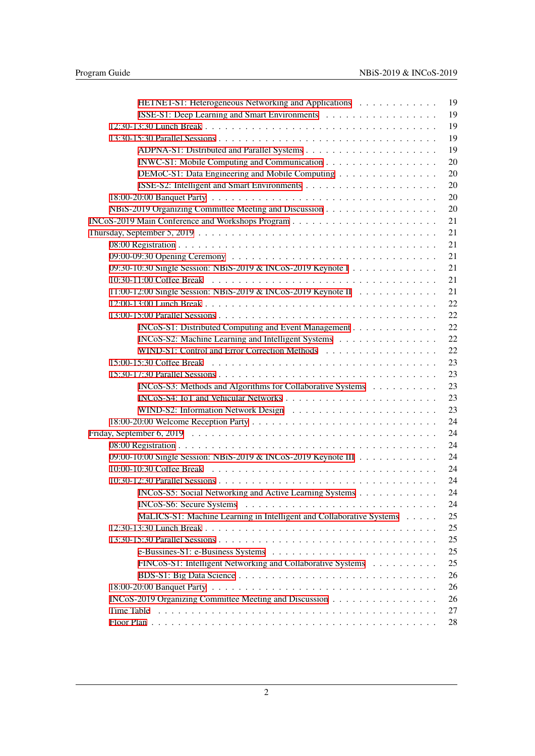- HETNET-S1: Heterogeneous Networking and Applications . . . . . . . . . . . . 19
- ISSE-S1: Deep Learning and Smart Environments . . . . . . . . . . . . . . . . . 19

- 12:30-13:30 Lunch Break . . . . . . . . . . . . . . . . . . . . . . . . . . . . . . . . . 19
- 13:30-15:30 Parallel Sessions . . . . . . . . . . . . . . . . . . . . . . . . . . . . . . 19
  - ADPNA-S1: Distributed and Parallel Systems . . . . . . . . . . . . . . . . . . . 19
  - INWC-S1: Mobile Computing and Communication . . . . . . . . . . . . . . . . 20
  - DEMoC-S1: Data Engineering and Mobile Computing . . . . . . . . . . . . . . 20
  - ISSE-S2: Intelligent and Smart Environments . . . . . . . . . . . . . . . . . . . 20
- 18:00-20:00 Banquet Party . . . . . . . . . . . . . . . . . . . . . . . . . . . . . . . . 20
- NBiS-2019 Organizing Committee Meeting and Discussion . . . . . . . . . . . . . . 20

INCoS-2019 Main Conference and Workshops Program . . . . . . . . . . . . . . . . . . 21

Thursday, September 5, 2019 . . . . . . . . . . . . . . . . . . . . . . . . . . . . . . . . 21

- 08:00 Registration . . . . . . . . . . . . . . . . . . . . . . . . . . . . . . . . . . . . 21
- 09:00-09:30 Opening Ceremony . . . . . . . . . . . . . . . . . . . . . . . . . . . . . 21
- 09:30-10:30 Single Session: NBiS-2019 & INCoS-2019 Keynote I . . . . . . . . . . 21
- 10:30-11:00 Coffee Break . . . . . . . . . . . . . . . . . . . . . . . . . . . . . . . . 21
- 11:00-12:00 Single Session: NBiS-2019 & INCoS-2019 Keynote II . . . . . . . . . . 21
- 12:00-13:00 Lunch Break . . . . . . . . . . . . . . . . . . . . . . . . . . . . . . . . . 22
- 13:00-15:00 Parallel Sessions . . . . . . . . . . . . . . . . . . . . . . . . . . . . . . 22
  - INCoS-S1: Distributed Computing and Event Management . . . . . . . . . . . . 22
  - INCoS-S2: Machine Learning and Intelligent Systems . . . . . . . . . . . . . . . 22
  - WIND-S1: Control and Error Correction Methods . . . . . . . . . . . . . . . . . 22
- 15:00-15:30 Coffee Break . . . . . . . . . . . . . . . . . . . . . . . . . . . . . . . . 23
- 15:30-17:30 Parallel Sessions . . . . . . . . . . . . . . . . . . . . . . . . . . . . . . 23
  - INCoS-S3: Methods and Algorithms for Collaborative Systems . . . . . . . . . . 23
  - INCoS-S4: IoT and Vehicular Networks . . . . . . . . . . . . . . . . . . . . . . 23
  - WIND-S2: Information Network Design . . . . . . . . . . . . . . . . . . . . . . . 23
- 18:00-20:00 Welcome Reception Party . . . . . . . . . . . . . . . . . . . . . . . . . 24

Friday, September 6, 2019 . . . . . . . . . . . . . . . . . . . . . . . . . . . . . . . . . 24

- 08:00 Registration . . . . . . . . . . . . . . . . . . . . . . . . . . . . . . . . . . . . 24
- 09:00-10:00 Single Session: NBiS-2019 & INCoS-2019 Keynote III . . . . . . . . . 24
- 10:00-10:30 Coffee Break . . . . . . . . . . . . . . . . . . . . . . . . . . . . . . . . 24
- 10:30-12:30 Parallel Sessions . . . . . . . . . . . . . . . . . . . . . . . . . . . . . . 24
  - INCoS-S5: Social Networking and Active Learning Systems . . . . . . . . . . . . 24
  - INCoS-S6: Secure Systems . . . . . . . . . . . . . . . . . . . . . . . . . . . . . . 24
  - MaLICS-S1: Machine Learning in Intelligent and Collaborative Systems . . . . . 25
- 12:30-13:30 Lunch Break . . . . . . . . . . . . . . . . . . . . . . . . . . . . . . . . . 25
- 13:30-15:30 Parallel Sessions . . . . . . . . . . . . . . . . . . . . . . . . . . . . . . 25
  - e-Bussines-S1: e-Business Systems . . . . . . . . . . . . . . . . . . . . . . . . . 25
  - FINCoS-S1: Intelligent Networking and Collaborative Systems . . . . . . . . . . 25
  - BDS-S1: Big Data Science . . . . . . . . . . . . . . . . . . . . . . . . . . . . . . 26
- 18:00-20:00 Banquet Party . . . . . . . . . . . . . . . . . . . . . . . . . . . . . . . . 26
- INCoS-2019 Organizing Committee Meeting and Discussion . . . . . . . . . . . . . 26
- Time Table . . . . . . . . . . . . . . . . . . . . . . . . . . . . . . . . . . . . . . . . 27
- Floor Plan . . . . . . . . . . . . . . . . . . . . . . . . . . . . . . . . . . . . . . . . 28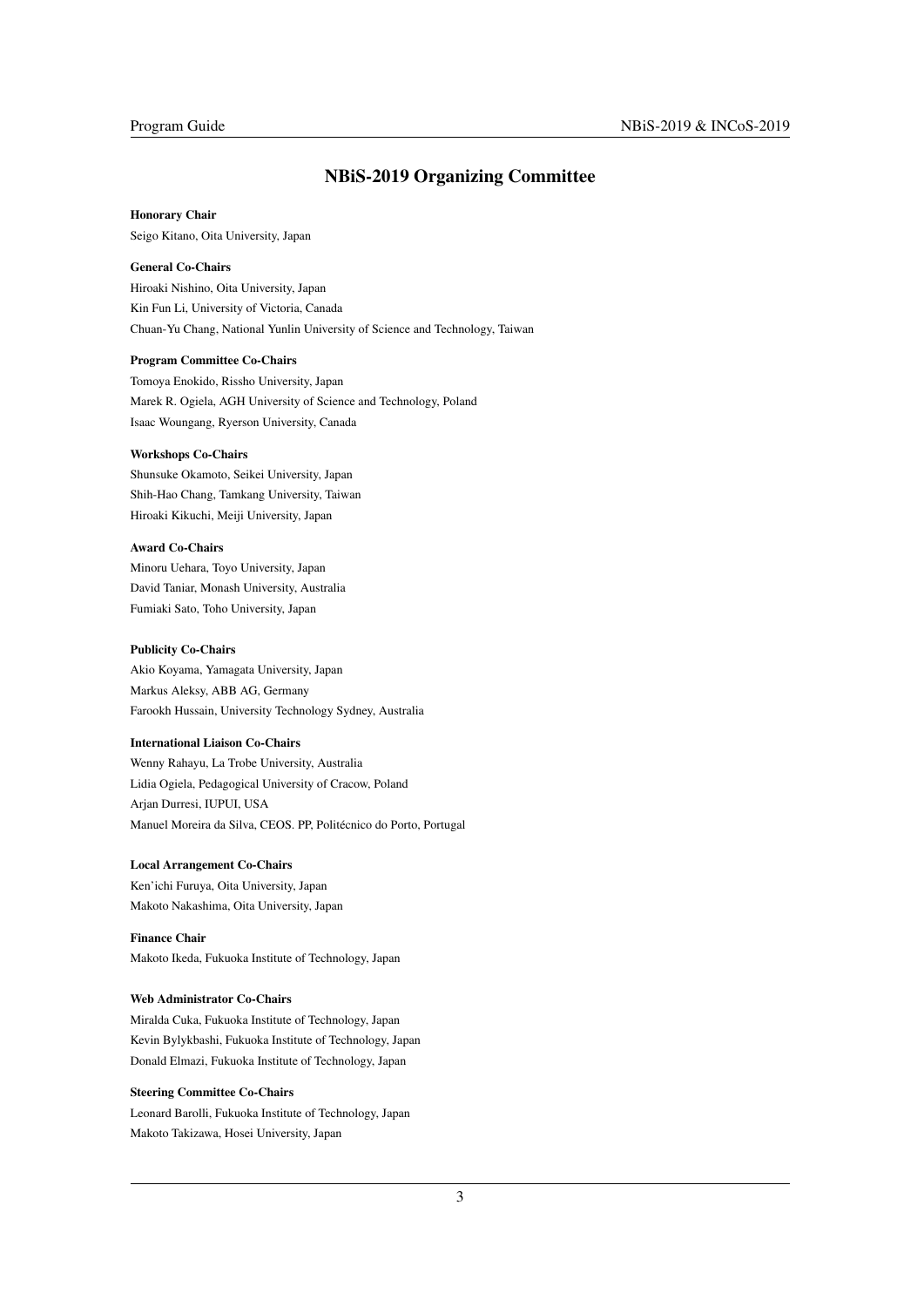## NBiS-2019 Organizing Committee

**Honorary Chair**

Seigo Kitano, Oita University, Japan

**General Co-Chairs**

Hiroaki Nishino, Oita University, Japan
Kin Fun Li, University of Victoria, Canada
Chuan-Yu Chang, National Yunlin University of Science and Technology, Taiwan

**Program Committee Co-Chairs**

Tomoya Enokido, Rissho University, Japan
Marek R. Ogiela, AGH University of Science and Technology, Poland
Isaac Woungang, Ryerson University, Canada

**Workshops Co-Chairs**

Shunsuke Okamoto, Seikei University, Japan
Shih-Hao Chang, Tamkang University, Taiwan
Hiroaki Kikuchi, Meiji University, Japan

**Award Co-Chairs**

Minoru Uehara, Toyo University, Japan
David Taniar, Monash University, Australia
Fumiaki Sato, Toho University, Japan

**Publicity Co-Chairs**

Akio Koyama, Yamagata University, Japan
Markus Aleksy, ABB AG, Germany
Farookh Hussain, University Technology Sydney, Australia

**International Liaison Co-Chairs**

Wenny Rahayu, La Trobe University, Australia
Lidia Ogiela, Pedagogical University of Cracow, Poland
Arjan Durresi, IUPUI, USA
Manuel Moreira da Silva, CEOS. PP, Politécnico do Porto, Portugal

**Local Arrangement Co-Chairs**

Ken'ichi Furuya, Oita University, Japan
Makoto Nakashima, Oita University, Japan

**Finance Chair**

Makoto Ikeda, Fukuoka Institute of Technology, Japan

**Web Administrator Co-Chairs**

Miralda Cuka, Fukuoka Institute of Technology, Japan
Kevin Bylykbashi, Fukuoka Institute of Technology, Japan
Donald Elmazi, Fukuoka Institute of Technology, Japan

**Steering Committee Co-Chairs**

Leonard Barolli, Fukuoka Institute of Technology, Japan
Makoto Takizawa, Hosei University, Japan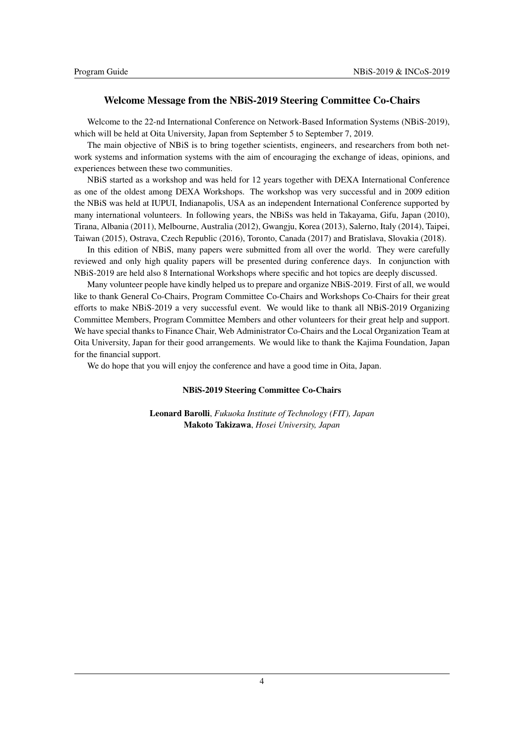## Welcome Message from the NBiS-2019 Steering Committee Co-Chairs

Welcome to the 22-nd International Conference on Network-Based Information Systems (NBiS-2019), which will be held at Oita University, Japan from September 5 to September 7, 2019.

The main objective of NBiS is to bring together scientists, engineers, and researchers from both network systems and information systems with the aim of encouraging the exchange of ideas, opinions, and experiences between these two communities.

NBiS started as a workshop and was held for 12 years together with DEXA International Conference as one of the oldest among DEXA Workshops. The workshop was very successful and in 2009 edition the NBiS was held at IUPUI, Indianapolis, USA as an independent International Conference supported by many international volunteers. In following years, the NBiSs was held in Takayama, Gifu, Japan (2010), Tirana, Albania (2011), Melbourne, Australia (2012), Gwangju, Korea (2013), Salerno, Italy (2014), Taipei, Taiwan (2015), Ostrava, Czech Republic (2016), Toronto, Canada (2017) and Bratislava, Slovakia (2018).

In this edition of NBiS, many papers were submitted from all over the world. They were carefully reviewed and only high quality papers will be presented during conference days. In conjunction with NBiS-2019 are held also 8 International Workshops where specific and hot topics are deeply discussed.

Many volunteer people have kindly helped us to prepare and organize NBiS-2019. First of all, we would like to thank General Co-Chairs, Program Committee Co-Chairs and Workshops Co-Chairs for their great efforts to make NBiS-2019 a very successful event. We would like to thank all NBiS-2019 Organizing Committee Members, Program Committee Members and other volunteers for their great help and support. We have special thanks to Finance Chair, Web Administrator Co-Chairs and the Local Organization Team at Oita University, Japan for their good arrangements. We would like to thank the Kajima Foundation, Japan for the financial support.

We do hope that you will enjoy the conference and have a good time in Oita, Japan.

**NBiS-2019 Steering Committee Co-Chairs**

**Leonard Barolli**, *Fukuoka Institute of Technology (FIT), Japan*
**Makoto Takizawa**, *Hosei University, Japan*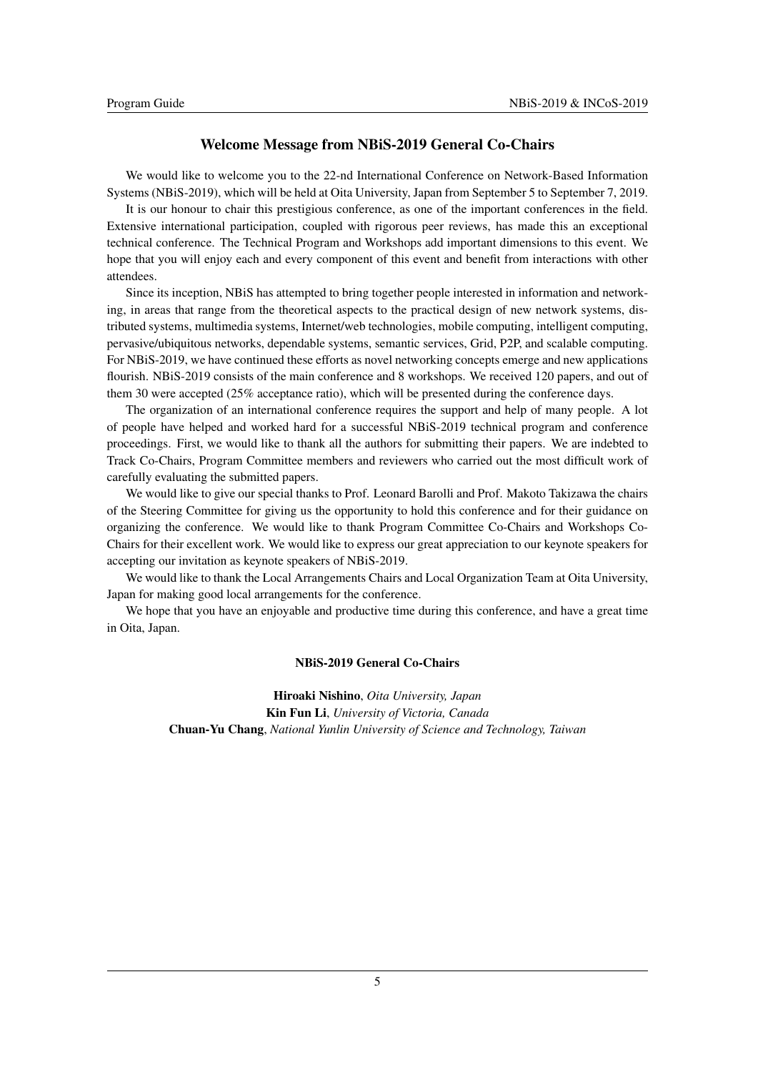## Welcome Message from NBiS-2019 General Co-Chairs

We would like to welcome you to the 22-nd International Conference on Network-Based Information Systems (NBiS-2019), which will be held at Oita University, Japan from September 5 to September 7, 2019.

It is our honour to chair this prestigious conference, as one of the important conferences in the field. Extensive international participation, coupled with rigorous peer reviews, has made this an exceptional technical conference. The Technical Program and Workshops add important dimensions to this event. We hope that you will enjoy each and every component of this event and benefit from interactions with other attendees.

Since its inception, NBiS has attempted to bring together people interested in information and networking, in areas that range from the theoretical aspects to the practical design of new network systems, distributed systems, multimedia systems, Internet/web technologies, mobile computing, intelligent computing, pervasive/ubiquitous networks, dependable systems, semantic services, Grid, P2P, and scalable computing. For NBiS-2019, we have continued these efforts as novel networking concepts emerge and new applications flourish. NBiS-2019 consists of the main conference and 8 workshops. We received 120 papers, and out of them 30 were accepted (25% acceptance ratio), which will be presented during the conference days.

The organization of an international conference requires the support and help of many people. A lot of people have helped and worked hard for a successful NBiS-2019 technical program and conference proceedings. First, we would like to thank all the authors for submitting their papers. We are indebted to Track Co-Chairs, Program Committee members and reviewers who carried out the most difficult work of carefully evaluating the submitted papers.

We would like to give our special thanks to Prof. Leonard Barolli and Prof. Makoto Takizawa the chairs of the Steering Committee for giving us the opportunity to hold this conference and for their guidance on organizing the conference. We would like to thank Program Committee Co-Chairs and Workshops Co-Chairs for their excellent work. We would like to express our great appreciation to our keynote speakers for accepting our invitation as keynote speakers of NBiS-2019.

We would like to thank the Local Arrangements Chairs and Local Organization Team at Oita University, Japan for making good local arrangements for the conference.

We hope that you have an enjoyable and productive time during this conference, and have a great time in Oita, Japan.

**NBiS-2019 General Co-Chairs**

**Hiroaki Nishino**, *Oita University, Japan*
**Kin Fun Li**, *University of Victoria, Canada*
**Chuan-Yu Chang**, *National Yunlin University of Science and Technology, Taiwan*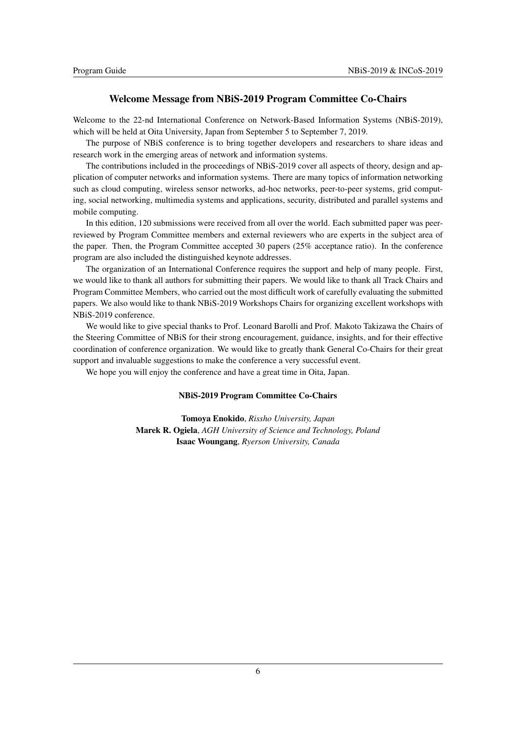## Welcome Message from NBiS-2019 Program Committee Co-Chairs

Welcome to the 22-nd International Conference on Network-Based Information Systems (NBiS-2019), which will be held at Oita University, Japan from September 5 to September 7, 2019.

The purpose of NBiS conference is to bring together developers and researchers to share ideas and research work in the emerging areas of network and information systems.

The contributions included in the proceedings of NBiS-2019 cover all aspects of theory, design and application of computer networks and information systems. There are many topics of information networking such as cloud computing, wireless sensor networks, ad-hoc networks, peer-to-peer systems, grid computing, social networking, multimedia systems and applications, security, distributed and parallel systems and mobile computing.

In this edition, 120 submissions were received from all over the world. Each submitted paper was peer-reviewed by Program Committee members and external reviewers who are experts in the subject area of the paper. Then, the Program Committee accepted 30 papers (25% acceptance ratio). In the conference program are also included the distinguished keynote addresses.

The organization of an International Conference requires the support and help of many people. First, we would like to thank all authors for submitting their papers. We would like to thank all Track Chairs and Program Committee Members, who carried out the most difficult work of carefully evaluating the submitted papers. We also would like to thank NBiS-2019 Workshops Chairs for organizing excellent workshops with NBiS-2019 conference.

We would like to give special thanks to Prof. Leonard Barolli and Prof. Makoto Takizawa the Chairs of the Steering Committee of NBiS for their strong encouragement, guidance, insights, and for their effective coordination of conference organization. We would like to greatly thank General Co-Chairs for their great support and invaluable suggestions to make the conference a very successful event.

We hope you will enjoy the conference and have a great time in Oita, Japan.

**NBiS-2019 Program Committee Co-Chairs**

**Tomoya Enokido**, *Rissho University, Japan*
**Marek R. Ogiela**, *AGH University of Science and Technology, Poland*
**Isaac Woungang**, *Ryerson University, Canada*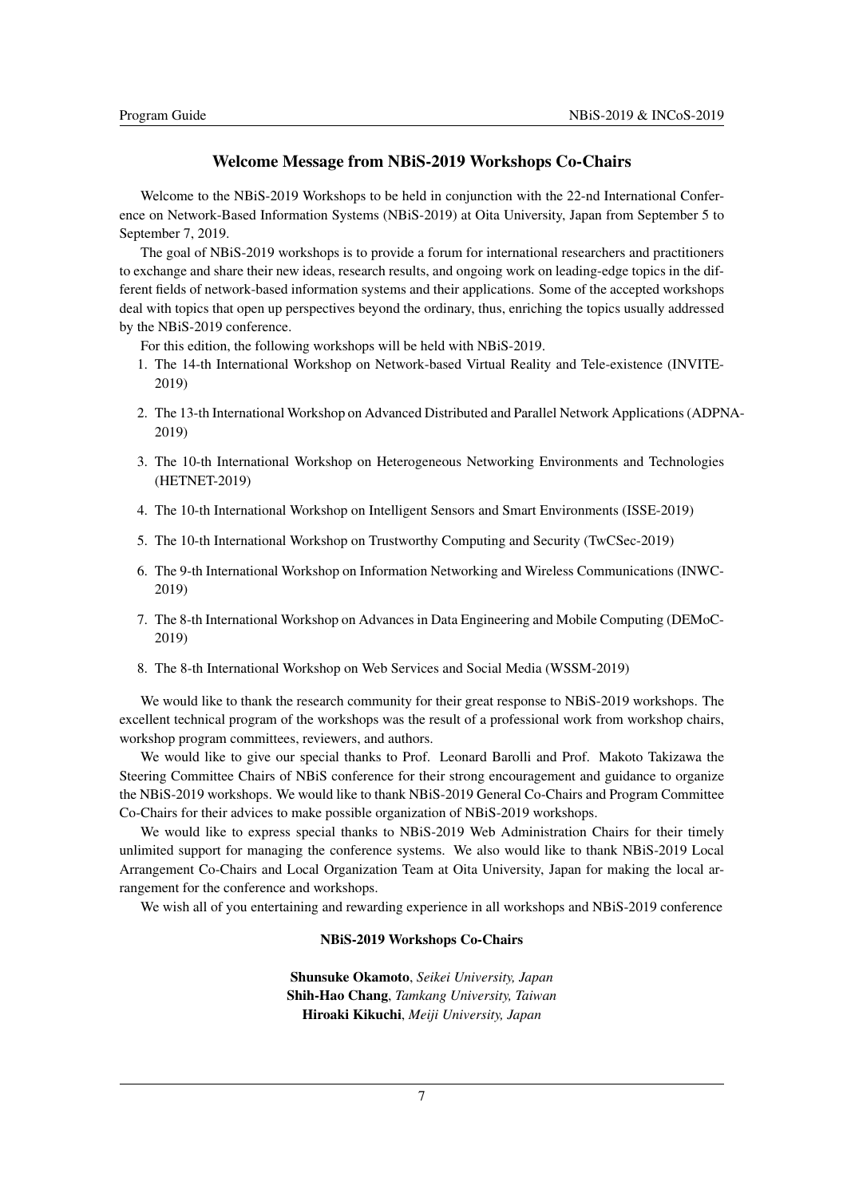## Welcome Message from NBiS-2019 Workshops Co-Chairs

Welcome to the NBiS-2019 Workshops to be held in conjunction with the 22-nd International Conference on Network-Based Information Systems (NBiS-2019) at Oita University, Japan from September 5 to September 7, 2019.

The goal of NBiS-2019 workshops is to provide a forum for international researchers and practitioners to exchange and share their new ideas, research results, and ongoing work on leading-edge topics in the different fields of network-based information systems and their applications. Some of the accepted workshops deal with topics that open up perspectives beyond the ordinary, thus, enriching the topics usually addressed by the NBiS-2019 conference.

For this edition, the following workshops will be held with NBiS-2019.

1. The 14-th International Workshop on Network-based Virtual Reality and Tele-existence (INVITE-2019)
2. The 13-th International Workshop on Advanced Distributed and Parallel Network Applications (ADPNA-2019)
3. The 10-th International Workshop on Heterogeneous Networking Environments and Technologies (HETNET-2019)
4. The 10-th International Workshop on Intelligent Sensors and Smart Environments (ISSE-2019)
5. The 10-th International Workshop on Trustworthy Computing and Security (TwCSec-2019)
6. The 9-th International Workshop on Information Networking and Wireless Communications (INWC-2019)
7. The 8-th International Workshop on Advances in Data Engineering and Mobile Computing (DEMoC-2019)
8. The 8-th International Workshop on Web Services and Social Media (WSSM-2019)

We would like to thank the research community for their great response to NBiS-2019 workshops. The excellent technical program of the workshops was the result of a professional work from workshop chairs, workshop program committees, reviewers, and authors.

We would like to give our special thanks to Prof. Leonard Barolli and Prof. Makoto Takizawa the Steering Committee Chairs of NBiS conference for their strong encouragement and guidance to organize the NBiS-2019 workshops. We would like to thank NBiS-2019 General Co-Chairs and Program Committee Co-Chairs for their advices to make possible organization of NBiS-2019 workshops.

We would like to express special thanks to NBiS-2019 Web Administration Chairs for their timely unlimited support for managing the conference systems. We also would like to thank NBiS-2019 Local Arrangement Co-Chairs and Local Organization Team at Oita University, Japan for making the local arrangement for the conference and workshops.

We wish all of you entertaining and rewarding experience in all workshops and NBiS-2019 conference

**NBiS-2019 Workshops Co-Chairs**

**Shunsuke Okamoto**, *Seikei University, Japan*
**Shih-Hao Chang**, *Tamkang University, Taiwan*
**Hiroaki Kikuchi**, *Meiji University, Japan*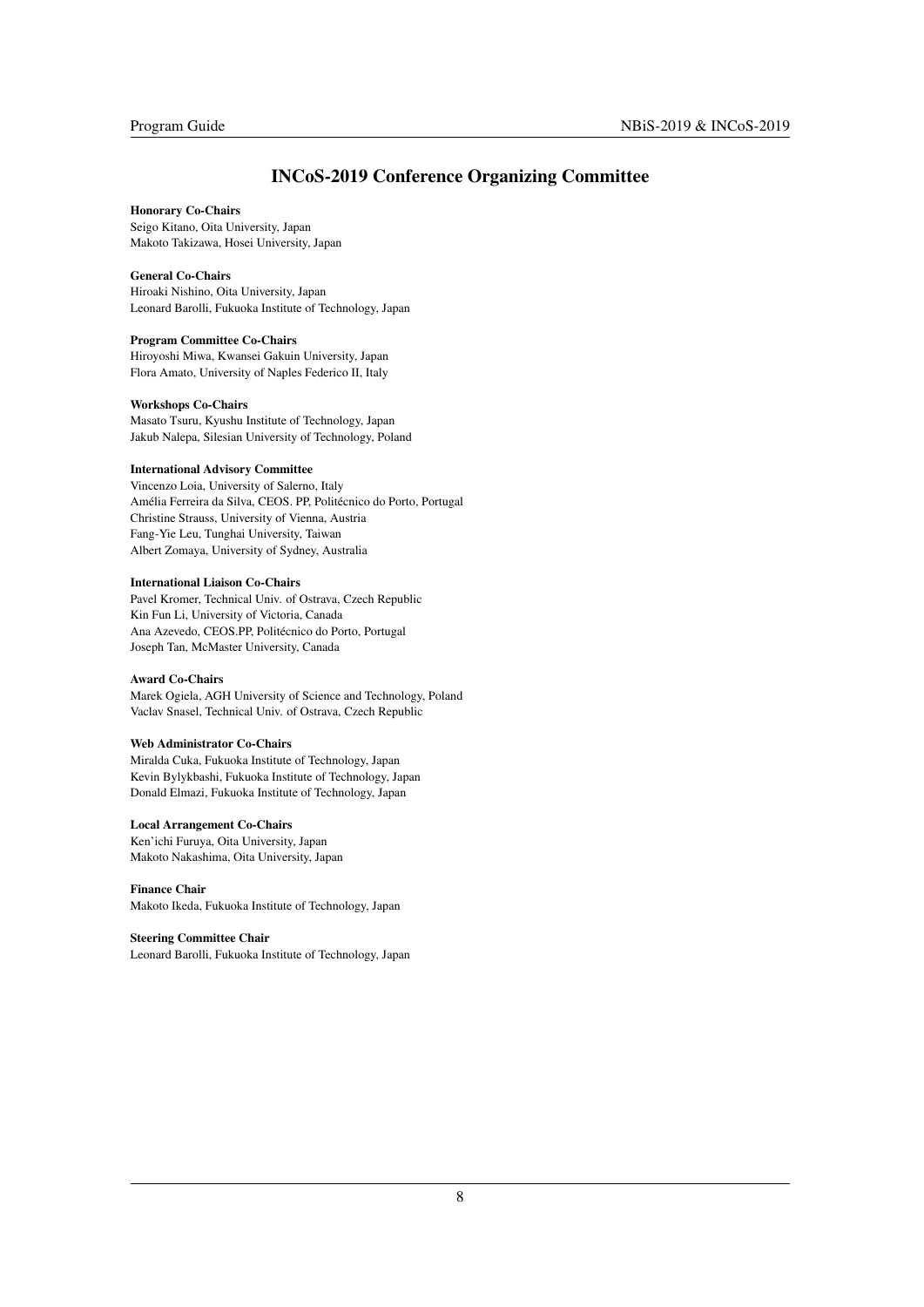## INCoS-2019 Conference Organizing Committee

**Honorary Co-Chairs**
Seigo Kitano, Oita University, Japan
Makoto Takizawa, Hosei University, Japan

**General Co-Chairs**
Hiroaki Nishino, Oita University, Japan
Leonard Barolli, Fukuoka Institute of Technology, Japan

**Program Committee Co-Chairs**
Hiroyoshi Miwa, Kwansei Gakuin University, Japan
Flora Amato, University of Naples Federico II, Italy

**Workshops Co-Chairs**
Masato Tsuru, Kyushu Institute of Technology, Japan
Jakub Nalepa, Silesian University of Technology, Poland

**International Advisory Committee**
Vincenzo Loia, University of Salerno, Italy
Amélia Ferreira da Silva, CEOS. PP, Politécnico do Porto, Portugal
Christine Strauss, University of Vienna, Austria
Fang-Yie Leu, Tunghai University, Taiwan
Albert Zomaya, University of Sydney, Australia

**International Liaison Co-Chairs**
Pavel Kromer, Technical Univ. of Ostrava, Czech Republic
Kin Fun Li, University of Victoria, Canada
Ana Azevedo, CEOS.PP, Politécnico do Porto, Portugal
Joseph Tan, McMaster University, Canada

**Award Co-Chairs**
Marek Ogiela, AGH University of Science and Technology, Poland
Vaclav Snasel, Technical Univ. of Ostrava, Czech Republic

**Web Administrator Co-Chairs**
Miralda Cuka, Fukuoka Institute of Technology, Japan
Kevin Bylykbashi, Fukuoka Institute of Technology, Japan
Donald Elmazi, Fukuoka Institute of Technology, Japan

**Local Arrangement Co-Chairs**
Ken'ichi Furuya, Oita University, Japan
Makoto Nakashima, Oita University, Japan

**Finance Chair**
Makoto Ikeda, Fukuoka Institute of Technology, Japan

**Steering Committee Chair**
Leonard Barolli, Fukuoka Institute of Technology, Japan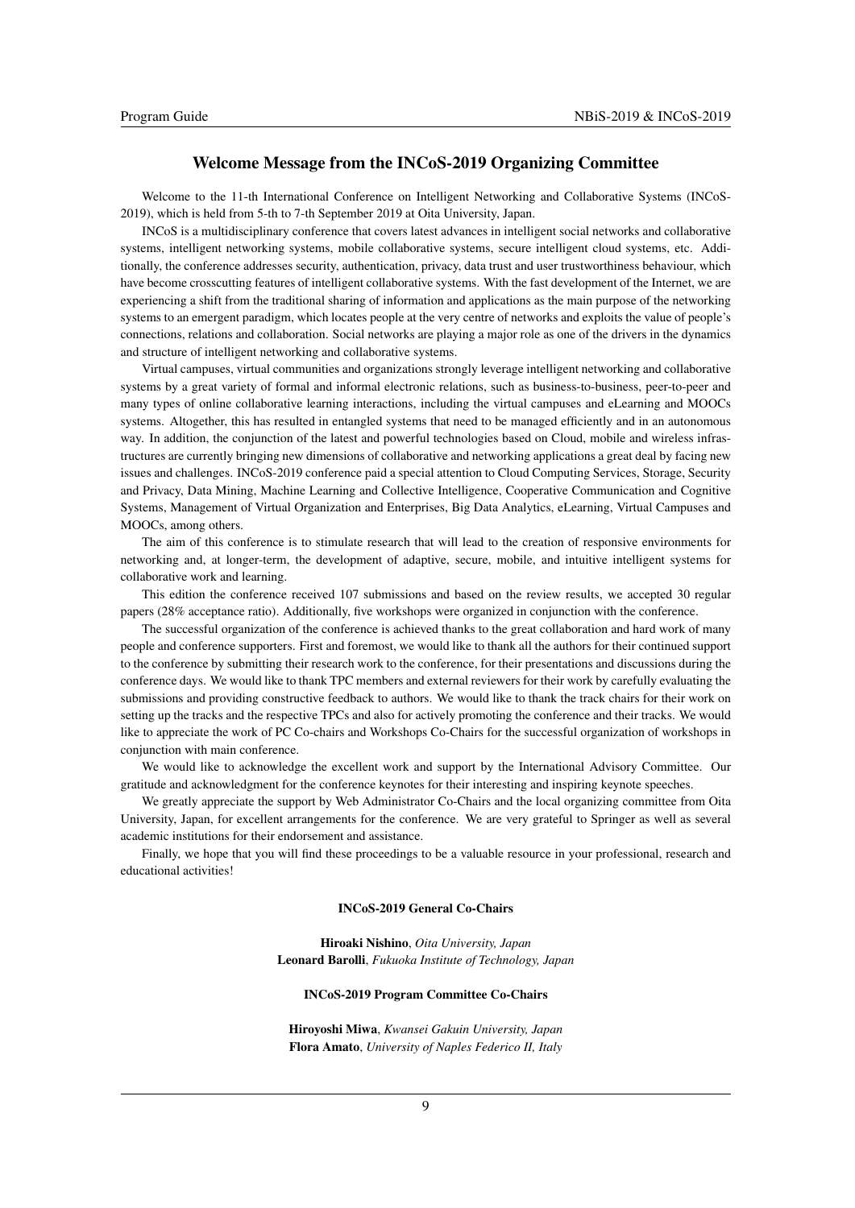## Welcome Message from the INCoS-2019 Organizing Committee

Welcome to the 11-th International Conference on Intelligent Networking and Collaborative Systems (INCoS-2019), which is held from 5-th to 7-th September 2019 at Oita University, Japan.

INCoS is a multidisciplinary conference that covers latest advances in intelligent social networks and collaborative systems, intelligent networking systems, mobile collaborative systems, secure intelligent cloud systems, etc. Additionally, the conference addresses security, authentication, privacy, data trust and user trustworthiness behaviour, which have become crosscutting features of intelligent collaborative systems. With the fast development of the Internet, we are experiencing a shift from the traditional sharing of information and applications as the main purpose of the networking systems to an emergent paradigm, which locates people at the very centre of networks and exploits the value of people's connections, relations and collaboration. Social networks are playing a major role as one of the drivers in the dynamics and structure of intelligent networking and collaborative systems.

Virtual campuses, virtual communities and organizations strongly leverage intelligent networking and collaborative systems by a great variety of formal and informal electronic relations, such as business-to-business, peer-to-peer and many types of online collaborative learning interactions, including the virtual campuses and eLearning and MOOCs systems. Altogether, this has resulted in entangled systems that need to be managed efficiently and in an autonomous way. In addition, the conjunction of the latest and powerful technologies based on Cloud, mobile and wireless infrastructures are currently bringing new dimensions of collaborative and networking applications a great deal by facing new issues and challenges. INCoS-2019 conference paid a special attention to Cloud Computing Services, Storage, Security and Privacy, Data Mining, Machine Learning and Collective Intelligence, Cooperative Communication and Cognitive Systems, Management of Virtual Organization and Enterprises, Big Data Analytics, eLearning, Virtual Campuses and MOOCs, among others.

The aim of this conference is to stimulate research that will lead to the creation of responsive environments for networking and, at longer-term, the development of adaptive, secure, mobile, and intuitive intelligent systems for collaborative work and learning.

This edition the conference received 107 submissions and based on the review results, we accepted 30 regular papers (28% acceptance ratio). Additionally, five workshops were organized in conjunction with the conference.

The successful organization of the conference is achieved thanks to the great collaboration and hard work of many people and conference supporters. First and foremost, we would like to thank all the authors for their continued support to the conference by submitting their research work to the conference, for their presentations and discussions during the conference days. We would like to thank TPC members and external reviewers for their work by carefully evaluating the submissions and providing constructive feedback to authors. We would like to thank the track chairs for their work on setting up the tracks and the respective TPCs and also for actively promoting the conference and their tracks. We would like to appreciate the work of PC Co-chairs and Workshops Co-Chairs for the successful organization of workshops in conjunction with main conference.

We would like to acknowledge the excellent work and support by the International Advisory Committee. Our gratitude and acknowledgment for the conference keynotes for their interesting and inspiring keynote speeches.

We greatly appreciate the support by Web Administrator Co-Chairs and the local organizing committee from Oita University, Japan, for excellent arrangements for the conference. We are very grateful to Springer as well as several academic institutions for their endorsement and assistance.

Finally, we hope that you will find these proceedings to be a valuable resource in your professional, research and educational activities!

**INCoS-2019 General Co-Chairs**

**Hiroaki Nishino**, *Oita University, Japan*
**Leonard Barolli**, *Fukuoka Institute of Technology, Japan*

**INCoS-2019 Program Committee Co-Chairs**

**Hiroyoshi Miwa**, *Kwansei Gakuin University, Japan*
**Flora Amato**, *University of Naples Federico II, Italy*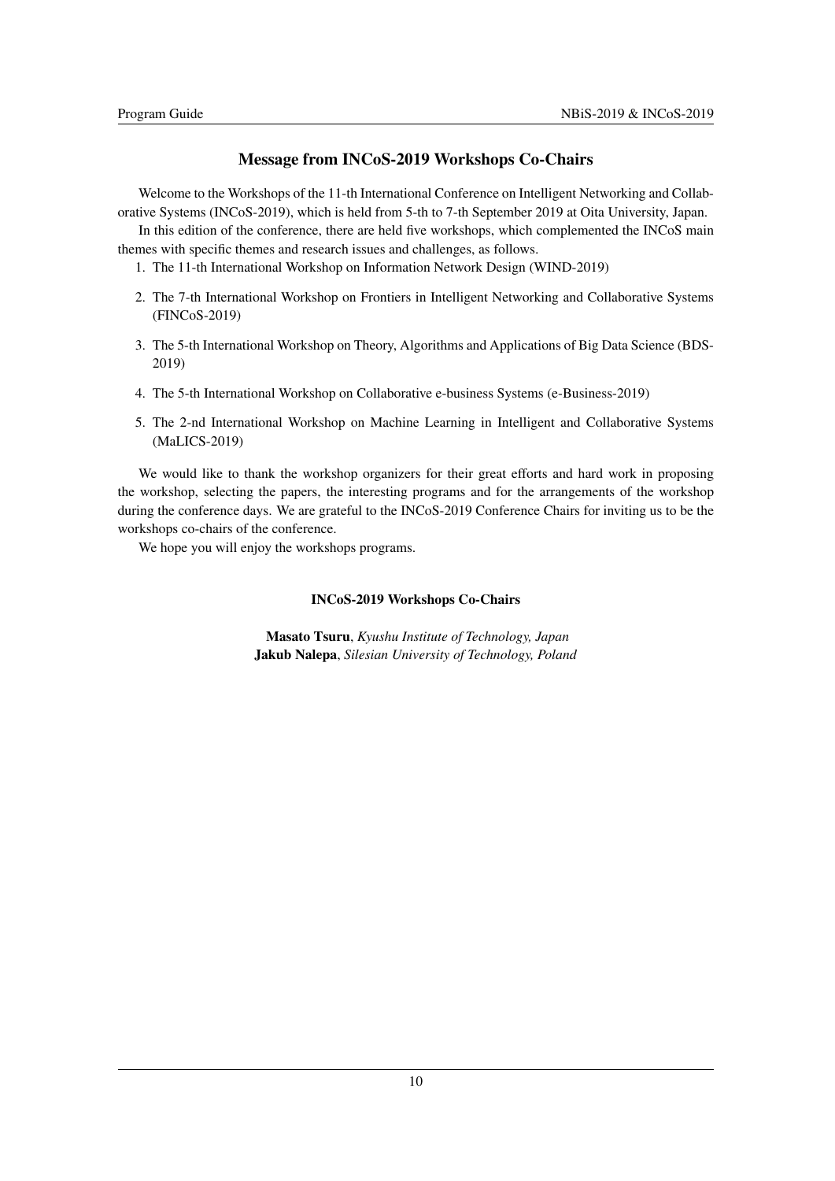## Message from INCoS-2019 Workshops Co-Chairs

Welcome to the Workshops of the 11-th International Conference on Intelligent Networking and Collaborative Systems (INCoS-2019), which is held from 5-th to 7-th September 2019 at Oita University, Japan.

In this edition of the conference, there are held five workshops, which complemented the INCoS main themes with specific themes and research issues and challenges, as follows.

1. The 11-th International Workshop on Information Network Design (WIND-2019)
2. The 7-th International Workshop on Frontiers in Intelligent Networking and Collaborative Systems (FINCoS-2019)
3. The 5-th International Workshop on Theory, Algorithms and Applications of Big Data Science (BDS-2019)
4. The 5-th International Workshop on Collaborative e-business Systems (e-Business-2019)
5. The 2-nd International Workshop on Machine Learning in Intelligent and Collaborative Systems (MaLICS-2019)

We would like to thank the workshop organizers for their great efforts and hard work in proposing the workshop, selecting the papers, the interesting programs and for the arrangements of the workshop during the conference days. We are grateful to the INCoS-2019 Conference Chairs for inviting us to be the workshops co-chairs of the conference.

We hope you will enjoy the workshops programs.

**INCoS-2019 Workshops Co-Chairs**

**Masato Tsuru**, *Kyushu Institute of Technology, Japan*
**Jakub Nalepa**, *Silesian University of Technology, Poland*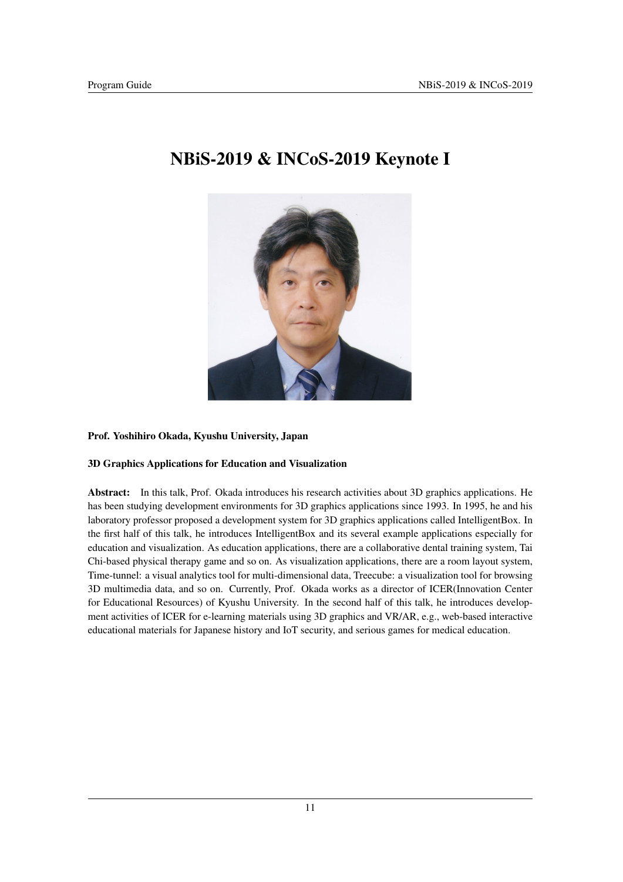# NBiS-2019 & INCoS-2019 Keynote I

**Prof. Yoshihiro Okada, Kyushu University, Japan**

**3D Graphics Applications for Education and Visualization**

**Abstract:** In this talk, Prof. Okada introduces his research activities about 3D graphics applications. He has been studying development environments for 3D graphics applications since 1993. In 1995, he and his laboratory professor proposed a development system for 3D graphics applications called IntelligentBox. In the first half of this talk, he introduces IntelligentBox and its several example applications especially for education and visualization. As education applications, there are a collaborative dental training system, Tai Chi-based physical therapy game and so on. As visualization applications, there are a room layout system, Time-tunnel: a visual analytics tool for multi-dimensional data, Treecube: a visualization tool for browsing 3D multimedia data, and so on. Currently, Prof. Okada works as a director of ICER(Innovation Center for Educational Resources) of Kyushu University. In the second half of this talk, he introduces development activities of ICER for e-learning materials using 3D graphics and VR/AR, e.g., web-based interactive educational materials for Japanese history and IoT security, and serious games for medical education.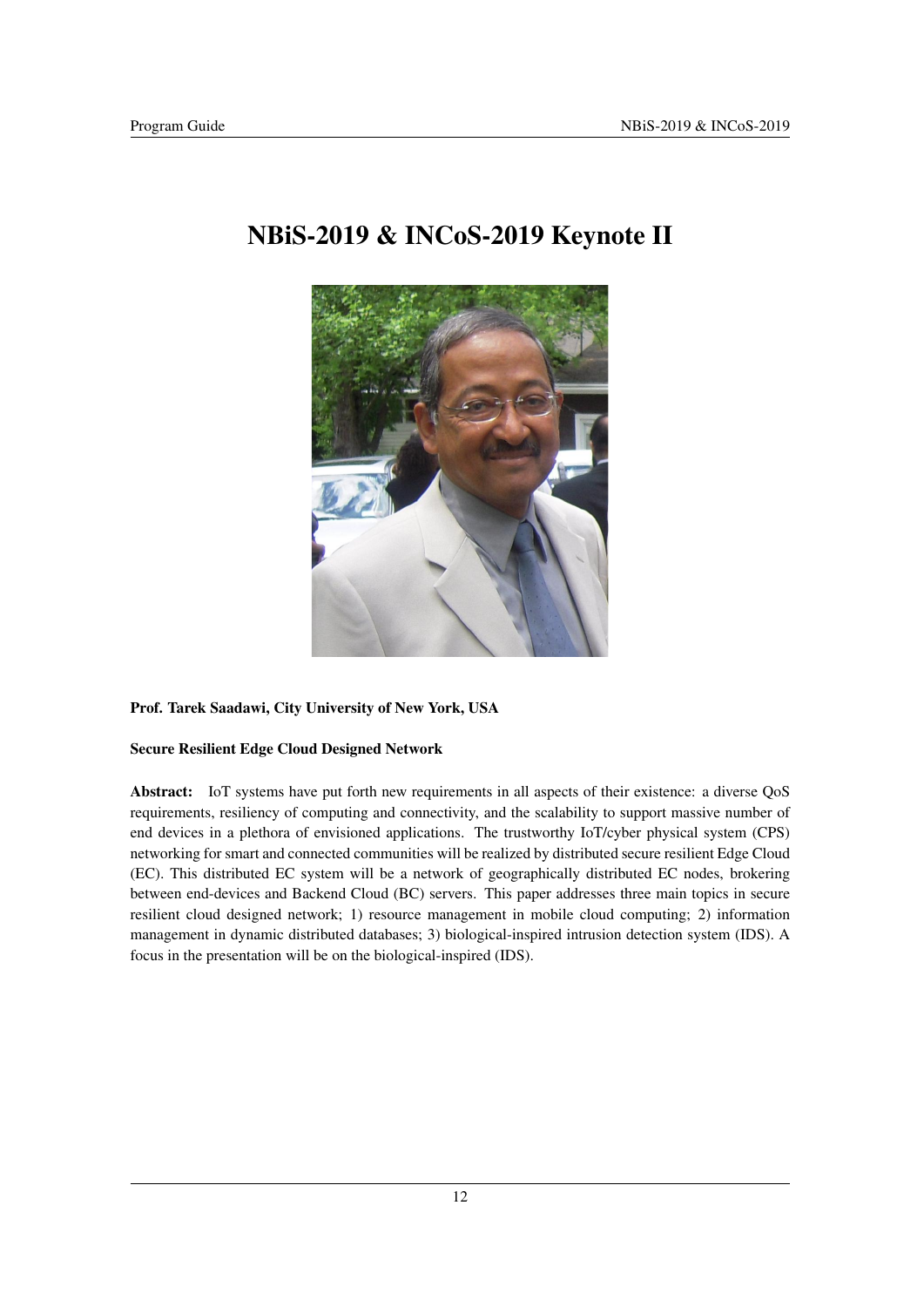# NBiS-2019 & INCoS-2019 Keynote II

**Prof. Tarek Saadawi, City University of New York, USA**

**Secure Resilient Edge Cloud Designed Network**

**Abstract:** IoT systems have put forth new requirements in all aspects of their existence: a diverse QoS requirements, resiliency of computing and connectivity, and the scalability to support massive number of end devices in a plethora of envisioned applications. The trustworthy IoT/cyber physical system (CPS) networking for smart and connected communities will be realized by distributed secure resilient Edge Cloud (EC). This distributed EC system will be a network of geographically distributed EC nodes, brokering between end-devices and Backend Cloud (BC) servers. This paper addresses three main topics in secure resilient cloud designed network; 1) resource management in mobile cloud computing; 2) information management in dynamic distributed databases; 3) biological-inspired intrusion detection system (IDS). A focus in the presentation will be on the biological-inspired (IDS).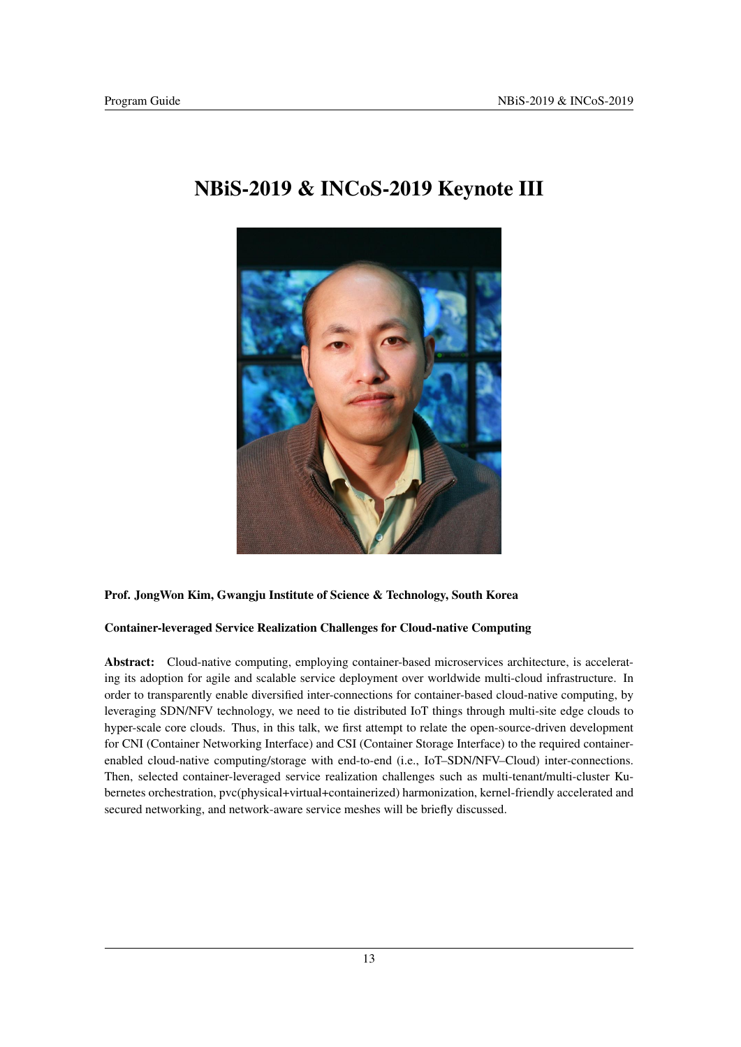# NBiS-2019 & INCoS-2019 Keynote III

**Prof. JongWon Kim, Gwangju Institute of Science & Technology, South Korea**

**Container-leveraged Service Realization Challenges for Cloud-native Computing**

**Abstract:** Cloud-native computing, employing container-based microservices architecture, is accelerating its adoption for agile and scalable service deployment over worldwide multi-cloud infrastructure. In order to transparently enable diversified inter-connections for container-based cloud-native computing, by leveraging SDN/NFV technology, we need to tie distributed IoT things through multi-site edge clouds to hyper-scale core clouds. Thus, in this talk, we first attempt to relate the open-source-driven development for CNI (Container Networking Interface) and CSI (Container Storage Interface) to the required container-enabled cloud-native computing/storage with end-to-end (i.e., IoT–SDN/NFV–Cloud) inter-connections. Then, selected container-leveraged service realization challenges such as multi-tenant/multi-cluster Kubernetes orchestration, pvc(physical+virtual+containerized) harmonization, kernel-friendly accelerated and secured networking, and network-aware service meshes will be briefly discussed.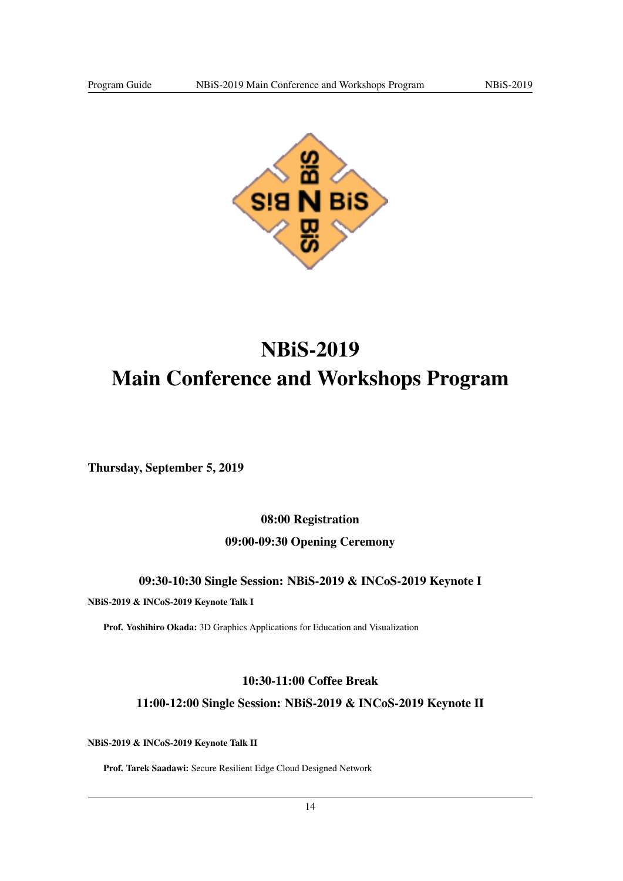# NBiS-2019
# Main Conference and Workshops Program

**Thursday, September 5, 2019**

### 08:00 Registration

### 09:00-09:30 Opening Ceremony

### 09:30-10:30 Single Session: NBiS-2019 & INCoS-2019 Keynote I

**NBiS-2019 & INCoS-2019 Keynote Talk I**

**Prof. Yoshihiro Okada:** 3D Graphics Applications for Education and Visualization

### 10:30-11:00 Coffee Break

### 11:00-12:00 Single Session: NBiS-2019 & INCoS-2019 Keynote II

**NBiS-2019 & INCoS-2019 Keynote Talk II**

**Prof. Tarek Saadawi:** Secure Resilient Edge Cloud Designed Network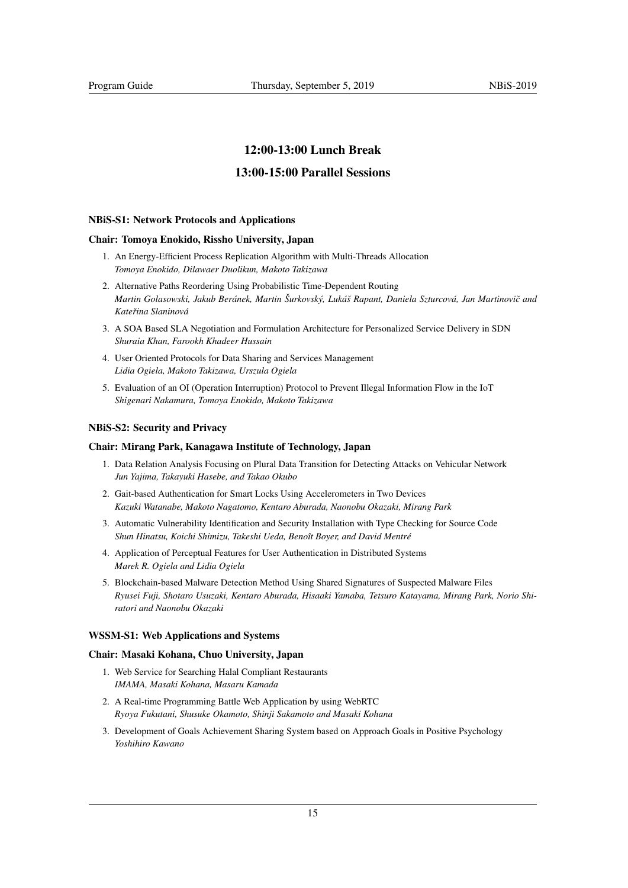## 12:00-13:00 Lunch Break

## 13:00-15:00 Parallel Sessions

### NBiS-S1: Network Protocols and Applications

### Chair: Tomoya Enokido, Rissho University, Japan

1. An Energy-Efficient Process Replication Algorithm with Multi-Threads Allocation
   *Tomoya Enokido, Dilawaer Duolikun, Makoto Takizawa*
2. Alternative Paths Reordering Using Probabilistic Time-Dependent Routing
   *Martin Golasowski, Jakub Beránek, Martin Šurkovský, Lukáš Rapant, Daniela Szturcová, Jan Martinovič and Kateřina Slaninová*
3. A SOA Based SLA Negotiation and Formulation Architecture for Personalized Service Delivery in SDN
   *Shuraia Khan, Farookh Khadeer Hussain*
4. User Oriented Protocols for Data Sharing and Services Management
   *Lidia Ogiela, Makoto Takizawa, Urszula Ogiela*
5. Evaluation of an OI (Operation Interruption) Protocol to Prevent Illegal Information Flow in the IoT
   *Shigenari Nakamura, Tomoya Enokido, Makoto Takizawa*

### NBiS-S2: Security and Privacy

### Chair: Mirang Park, Kanagawa Institute of Technology, Japan

1. Data Relation Analysis Focusing on Plural Data Transition for Detecting Attacks on Vehicular Network
   *Jun Yajima, Takayuki Hasebe, and Takao Okubo*
2. Gait-based Authentication for Smart Locks Using Accelerometers in Two Devices
   *Kazuki Watanabe, Makoto Nagatomo, Kentaro Aburada, Naonobu Okazaki, Mirang Park*
3. Automatic Vulnerability Identification and Security Installation with Type Checking for Source Code
   *Shun Hinatsu, Koichi Shimizu, Takeshi Ueda, Benoît Boyer, and David Mentré*
4. Application of Perceptual Features for User Authentication in Distributed Systems
   *Marek R. Ogiela and Lidia Ogiela*
5. Blockchain-based Malware Detection Method Using Shared Signatures of Suspected Malware Files
   *Ryusei Fuji, Shotaro Usuzaki, Kentaro Aburada, Hisaaki Yamaba, Tetsuro Katayama, Mirang Park, Norio Shiratori and Naonobu Okazaki*

### WSSM-S1: Web Applications and Systems

### Chair: Masaki Kohana, Chuo University, Japan

1. Web Service for Searching Halal Compliant Restaurants
   *IMAMA, Masaki Kohana, Masaru Kamada*
2. A Real-time Programming Battle Web Application by using WebRTC
   *Ryoya Fukutani, Shusuke Okamoto, Shinji Sakamoto and Masaki Kohana*
3. Development of Goals Achievement Sharing System based on Approach Goals in Positive Psychology
   *Yoshihiro Kawano*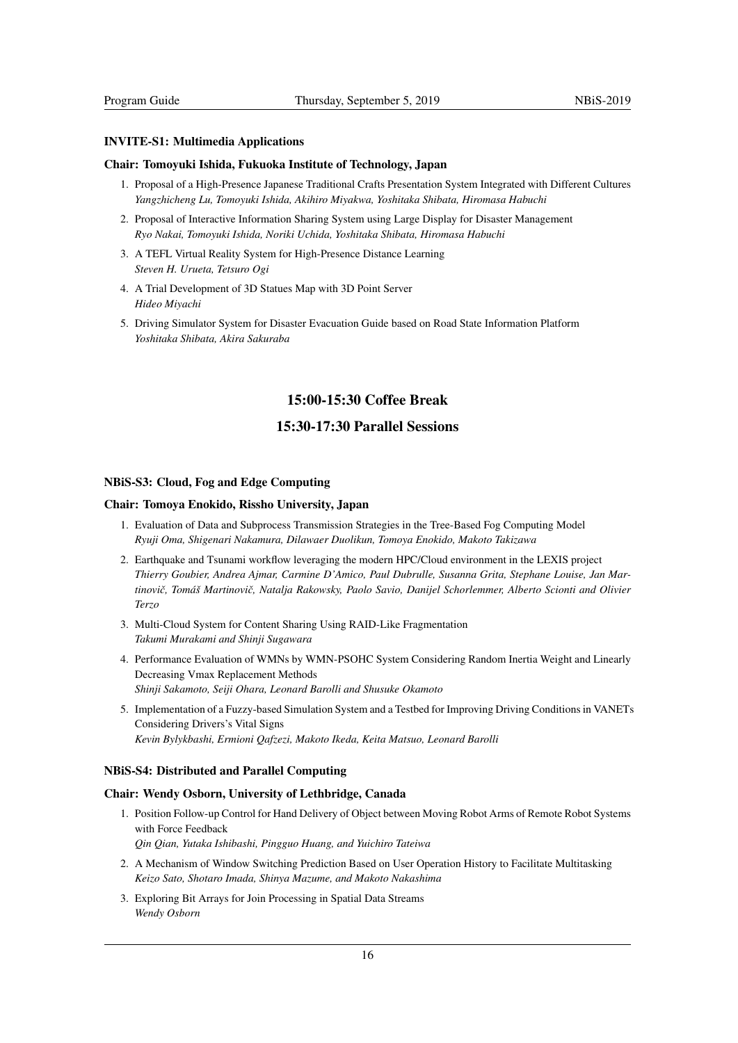### INVITE-S1: Multimedia Applications

#### Chair: Tomoyuki Ishida, Fukuoka Institute of Technology, Japan

1. Proposal of a High-Presence Japanese Traditional Crafts Presentation System Integrated with Different Cultures
   *Yangzhicheng Lu, Tomoyuki Ishida, Akihiro Miyakwa, Yoshitaka Shibata, Hiromasa Habuchi*
2. Proposal of Interactive Information Sharing System using Large Display for Disaster Management
   *Ryo Nakai, Tomoyuki Ishida, Noriki Uchida, Yoshitaka Shibata, Hiromasa Habuchi*
3. A TEFL Virtual Reality System for High-Presence Distance Learning
   *Steven H. Urueta, Tetsuro Ogi*
4. A Trial Development of 3D Statues Map with 3D Point Server
   *Hideo Miyachi*
5. Driving Simulator System for Disaster Evacuation Guide based on Road State Information Platform
   *Yoshitaka Shibata, Akira Sakuraba*

## 15:00-15:30 Coffee Break

## 15:30-17:30 Parallel Sessions

### NBiS-S3: Cloud, Fog and Edge Computing

#### Chair: Tomoya Enokido, Rissho University, Japan

1. Evaluation of Data and Subprocess Transmission Strategies in the Tree-Based Fog Computing Model
   *Ryuji Oma, Shigenari Nakamura, Dilawaer Duolikun, Tomoya Enokido, Makoto Takizawa*
2. Earthquake and Tsunami workflow leveraging the modern HPC/Cloud environment in the LEXIS project
   *Thierry Goubier, Andrea Ajmar, Carmine D'Amico, Paul Dubrulle, Susanna Grita, Stephane Louise, Jan Martinovič, Tomáš Martinovič, Natalja Rakowsky, Paolo Savio, Danijel Schorlemmer, Alberto Scionti and Olivier Terzo*
3. Multi-Cloud System for Content Sharing Using RAID-Like Fragmentation
   *Takumi Murakami and Shinji Sugawara*
4. Performance Evaluation of WMNs by WMN-PSOHC System Considering Random Inertia Weight and Linearly Decreasing Vmax Replacement Methods
   *Shinji Sakamoto, Seiji Ohara, Leonard Barolli and Shusuke Okamoto*
5. Implementation of a Fuzzy-based Simulation System and a Testbed for Improving Driving Conditions in VANETs Considering Drivers's Vital Signs
   *Kevin Bylykbashi, Ermioni Qafzezi, Makoto Ikeda, Keita Matsuo, Leonard Barolli*

### NBiS-S4: Distributed and Parallel Computing

#### Chair: Wendy Osborn, University of Lethbridge, Canada

1. Position Follow-up Control for Hand Delivery of Object between Moving Robot Arms of Remote Robot Systems with Force Feedback
   *Qin Qian, Yutaka Ishibashi, Pingguo Huang, and Yuichiro Tateiwa*
2. A Mechanism of Window Switching Prediction Based on User Operation History to Facilitate Multitasking
   *Keizo Sato, Shotaro Imada, Shinya Mazume, and Makoto Nakashima*
3. Exploring Bit Arrays for Join Processing in Spatial Data Streams
   *Wendy Osborn*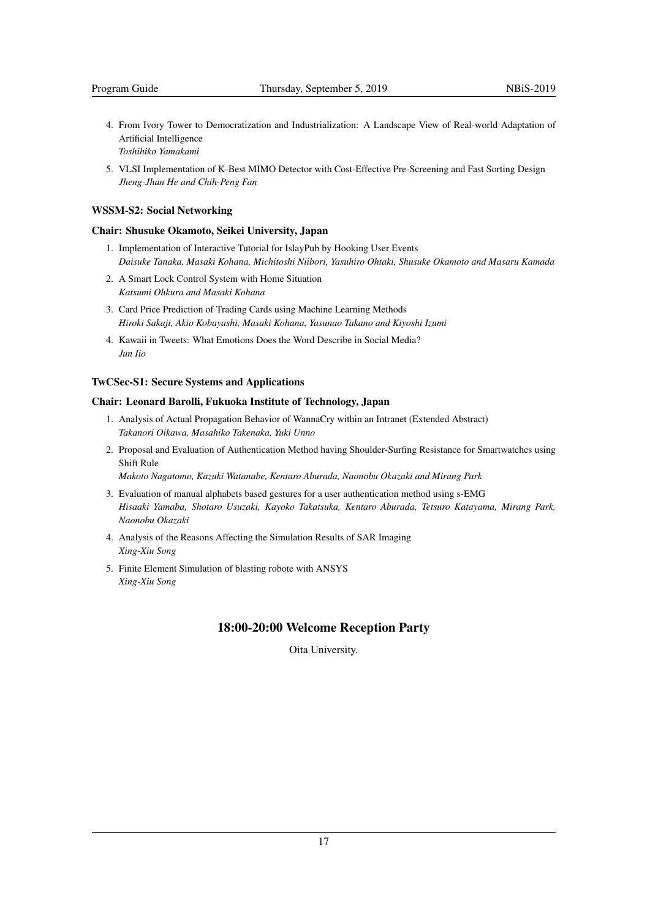4. From Ivory Tower to Democratization and Industrialization: A Landscape View of Real-world Adaptation of Artificial Intelligence
   *Toshihiko Yamakami*

5. VLSI Implementation of K-Best MIMO Detector with Cost-Effective Pre-Screening and Fast Sorting Design
   *Jheng-Jhan He and Chih-Peng Fan*

#### WSSM-S2: Social Networking

#### Chair: Shusuke Okamoto, Seikei University, Japan

1. Implementation of Interactive Tutorial for IslayPub by Hooking User Events
   *Daisuke Tanaka, Masaki Kohana, Michitoshi Niibori, Yasuhiro Ohtaki, Shusuke Okamoto and Masaru Kamada*

2. A Smart Lock Control System with Home Situation
   *Katsumi Ohkura and Masaki Kohana*

3. Card Price Prediction of Trading Cards using Machine Learning Methods
   *Hiroki Sakaji, Akio Kobayashi, Masaki Kohana, Yasunao Takano and Kiyoshi Izumi*

4. Kawaii in Tweets: What Emotions Does the Word Describe in Social Media?
   *Jun Iio*

#### TwCSec-S1: Secure Systems and Applications

#### Chair: Leonard Barolli, Fukuoka Institute of Technology, Japan

1. Analysis of Actual Propagation Behavior of WannaCry within an Intranet (Extended Abstract)
   *Takanori Oikawa, Masahiko Takenaka, Yuki Unno*

2. Proposal and Evaluation of Authentication Method having Shoulder-Surfing Resistance for Smartwatches using Shift Rule
   *Makoto Nagatomo, Kazuki Watanabe, Kentaro Aburada, Naonobu Okazaki and Mirang Park*

3. Evaluation of manual alphabets based gestures for a user authentication method using s-EMG
   *Hisaaki Yamaba, Shotaro Usuzaki, Kayoko Takatsuka, Kentaro Aburada, Tetsuro Katayama, Mirang Park, Naonobu Okazaki*

4. Analysis of the Reasons Affecting the Simulation Results of SAR Imaging
   *Xing-Xiu Song*

5. Finite Element Simulation of blasting robote with ANSYS
   *Xing-Xiu Song*

### 18:00-20:00 Welcome Reception Party

Oita University.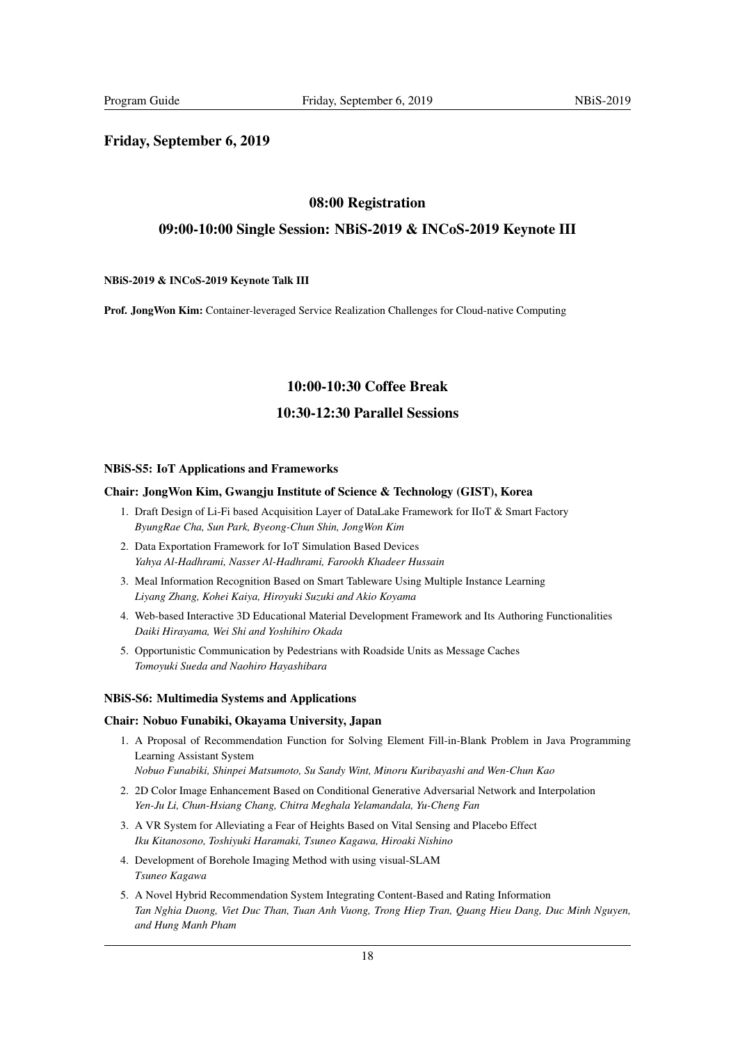## Friday, September 6, 2019

### 08:00 Registration

### 09:00-10:00 Single Session: NBiS-2019 & INCoS-2019 Keynote III

**NBiS-2019 & INCoS-2019 Keynote Talk III**

**Prof. JongWon Kim:** Container-leveraged Service Realization Challenges for Cloud-native Computing

### 10:00-10:30 Coffee Break

### 10:30-12:30 Parallel Sessions

#### NBiS-S5: IoT Applications and Frameworks

**Chair: JongWon Kim, Gwangju Institute of Science & Technology (GIST), Korea**

1. Draft Design of Li-Fi based Acquisition Layer of DataLake Framework for IIoT & Smart Factory
   *ByungRae Cha, Sun Park, Byeong-Chun Shin, JongWon Kim*
2. Data Exportation Framework for IoT Simulation Based Devices
   *Yahya Al-Hadhrami, Nasser Al-Hadhrami, Farookh Khadeer Hussain*
3. Meal Information Recognition Based on Smart Tableware Using Multiple Instance Learning
   *Liyang Zhang, Kohei Kaiya, Hiroyuki Suzuki and Akio Koyama*
4. Web-based Interactive 3D Educational Material Development Framework and Its Authoring Functionalities
   *Daiki Hirayama, Wei Shi and Yoshihiro Okada*
5. Opportunistic Communication by Pedestrians with Roadside Units as Message Caches
   *Tomoyuki Sueda and Naohiro Hayashibara*

#### NBiS-S6: Multimedia Systems and Applications

**Chair: Nobuo Funabiki, Okayama University, Japan**

1. A Proposal of Recommendation Function for Solving Element Fill-in-Blank Problem in Java Programming Learning Assistant System
   *Nobuo Funabiki, Shinpei Matsumoto, Su Sandy Wint, Minoru Kuribayashi and Wen-Chun Kao*
2. 2D Color Image Enhancement Based on Conditional Generative Adversarial Network and Interpolation
   *Yen-Ju Li, Chun-Hsiang Chang, Chitra Meghala Yelamandala, Yu-Cheng Fan*
3. A VR System for Alleviating a Fear of Heights Based on Vital Sensing and Placebo Effect
   *Iku Kitanosono, Toshiyuki Haramaki, Tsuneo Kagawa, Hiroaki Nishino*
4. Development of Borehole Imaging Method with using visual-SLAM
   *Tsuneo Kagawa*
5. A Novel Hybrid Recommendation System Integrating Content-Based and Rating Information
   *Tan Nghia Duong, Viet Duc Than, Tuan Anh Vuong, Trong Hiep Tran, Quang Hieu Dang, Duc Minh Nguyen, and Hung Manh Pham*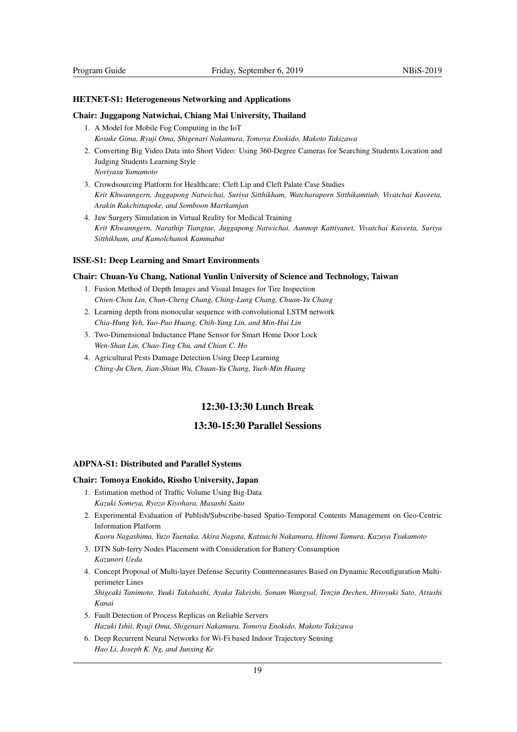### HETNET-S1: Heterogeneous Networking and Applications

#### Chair: Juggapong Natwichai, Chiang Mai University, Thailand

1. A Model for Mobile Fog Computing in the IoT
   *Kosuke Gima, Ryuji Oma, Shigenari Nakamura, Tomoya Enokido, Makoto Takizawa*
2. Converting Big Video Data into Short Video: Using 360-Degree Cameras for Searching Students Location and Judging Students Learning Style
   *Noriyasu Yamamoto*
3. Crowdsourcing Platform for Healthcare: Cleft Lip and Cleft Palate Case Studies
   *Krit Khwanngern, Juggapong Natwichai, Suriya Sitthikham, Watcharaporn Sitthikamtiub, Vivatchai Kaveeta, Arakin Rakchittapoke, and Somboon Martkamjan*
4. Jaw Surgery Simulation in Virtual Reality for Medical Training
   *Krit Khwanngern, Narathip Tiangtae, Juggapong Natwichai, Aunnop Kattiyanet, Vivatchai Kaveeta, Suriya Sitthikham, and Kamolchanok Kammabut*

### ISSE-S1: Deep Learning and Smart Environments

#### Chair: Chuan-Yu Chang, National Yunlin University of Science and Technology, Taiwan

1. Fusion Method of Depth Images and Visual Images for Tire Inspection
   *Chien-Chou Lin, Chun-Cheng Chang, Ching-Lung Chang, Chuan-Yu Chang*
2. Learning depth from monocular sequence with convolutional LSTM network
   *Chia-Hung Yeh, Yao-Pao Huang, Chih-Yang Lin, and Min-Hui Lin*
3. Two-Dimensional Inductance Plane Sensor for Smart Home Door Lock
   *Wen-Shan Lin, Chao-Ting Chu, and Chian C. Ho*
4. Agricultural Pests Damage Detection Using Deep Learning
   *Ching-Ju Chen, Jian-Shiun Wu, Chuan-Yu Chang, Yueh-Min Huang*

## 12:30-13:30 Lunch Break

## 13:30-15:30 Parallel Sessions

### ADPNA-S1: Distributed and Parallel Systems

#### Chair: Tomoya Enokido, Rissho University, Japan

1. Estimation method of Traffic Volume Using Big-Data
   *Kazuki Someya, Ryozo Kiyohara, Masashi Saito*
2. Experimental Evaluation of Publish/Subscribe-based Spatio-Temporal Contents Management on Geo-Centric Information Platform
   *Kaoru Nagashima, Yuzo Taenaka, Akira Nagata, Katsuichi Nakamura, Hitomi Tamura, Kazuya Tsukamoto*
3. DTN Sub-ferry Nodes Placement with Consideration for Battery Consumption
   *Kazunori Ueda*
4. Concept Proposal of Multi-layer Defense Security Countermeasures Based on Dynamic Reconfiguration Multi-perimeter Lines
   *Shigeaki Tanimoto, Yuuki Takahashi, Ayaka Takeishi, Sonam Wangyal, Tenzin Dechen, Hiroyuki Sato, Atsushi Kanai*
5. Fault Detection of Process Replicas on Reliable Servers
   *Hazuki Ishii, Ryuji Oma, Shigenari Nakamura, Tomoya Enokido, Makoto Takizawa*
6. Deep Recurrent Neural Networks for Wi-Fi based Indoor Trajectory Sensing
   *Hao Li, Joseph K. Ng, and Junxing Ke*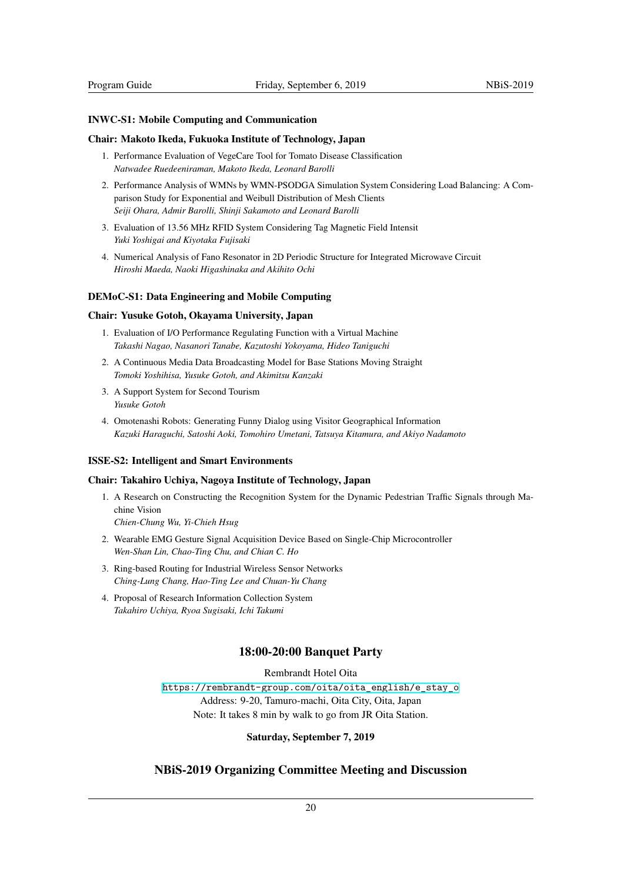### INWC-S1: Mobile Computing and Communication

**Chair: Makoto Ikeda, Fukuoka Institute of Technology, Japan**

1. Performance Evaluation of VegeCare Tool for Tomato Disease Classification
   *Natwadee Ruedeeniraman, Makoto Ikeda, Leonard Barolli*
2. Performance Analysis of WMNs by WMN-PSODGA Simulation System Considering Load Balancing: A Comparison Study for Exponential and Weibull Distribution of Mesh Clients
   *Seiji Ohara, Admir Barolli, Shinji Sakamoto and Leonard Barolli*
3. Evaluation of 13.56 MHz RFID System Considering Tag Magnetic Field Intensit
   *Yuki Yoshigai and Kiyotaka Fujisaki*
4. Numerical Analysis of Fano Resonator in 2D Periodic Structure for Integrated Microwave Circuit
   *Hiroshi Maeda, Naoki Higashinaka and Akihito Ochi*

### DEMoC-S1: Data Engineering and Mobile Computing

**Chair: Yusuke Gotoh, Okayama University, Japan**

1. Evaluation of I/O Performance Regulating Function with a Virtual Machine
   *Takashi Nagao, Nasanori Tanabe, Kazutoshi Yokoyama, Hideo Taniguchi*
2. A Continuous Media Data Broadcasting Model for Base Stations Moving Straight
   *Tomoki Yoshihisa, Yusuke Gotoh, and Akimitsu Kanzaki*
3. A Support System for Second Tourism
   *Yusuke Gotoh*
4. Omotenashi Robots: Generating Funny Dialog using Visitor Geographical Information
   *Kazuki Haraguchi, Satoshi Aoki, Tomohiro Umetani, Tatsuya Kitamura, and Akiyo Nadamoto*

### ISSE-S2: Intelligent and Smart Environments

**Chair: Takahiro Uchiya, Nagoya Institute of Technology, Japan**

1. A Research on Constructing the Recognition System for the Dynamic Pedestrian Traffic Signals through Machine Vision
   *Chien-Chung Wu, Yi-Chieh Hsug*
2. Wearable EMG Gesture Signal Acquisition Device Based on Single-Chip Microcontroller
   *Wen-Shan Lin, Chao-Ting Chu, and Chian C. Ho*
3. Ring-based Routing for Industrial Wireless Sensor Networks
   *Ching-Lung Chang, Hao-Ting Lee and Chuan-Yu Chang*
4. Proposal of Research Information Collection System
   *Takahiro Uchiya, Ryoa Sugisaki, Ichi Takumi*

## 18:00-20:00 Banquet Party

Rembrandt Hotel Oita

https://rembrandt-group.com/oita/oita_english/e_stay_o

Address: 9-20, Tamuro-machi, Oita City, Oita, Japan

Note: It takes 8 min by walk to go from JR Oita Station.

**Saturday, September 7, 2019**

## NBiS-2019 Organizing Committee Meeting and Discussion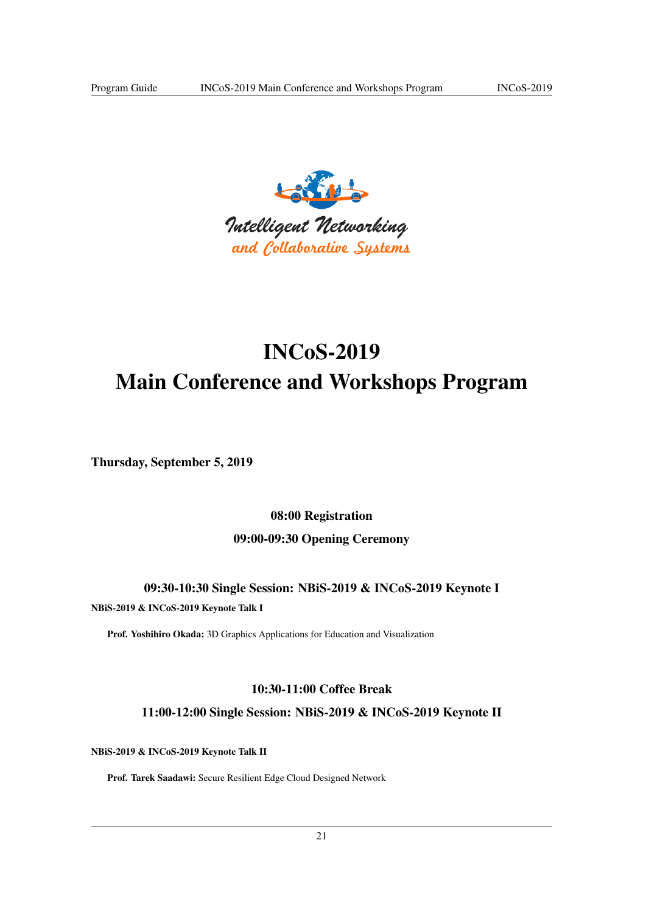# INCoS-2019
# Main Conference and Workshops Program

**Thursday, September 5, 2019**

### 08:00 Registration

### 09:00-09:30 Opening Ceremony

### 09:30-10:30 Single Session: NBiS-2019 & INCoS-2019 Keynote I

**NBiS-2019 & INCoS-2019 Keynote Talk I**

**Prof. Yoshihiro Okada:** 3D Graphics Applications for Education and Visualization

### 10:30-11:00 Coffee Break

### 11:00-12:00 Single Session: NBiS-2019 & INCoS-2019 Keynote II

**NBiS-2019 & INCoS-2019 Keynote Talk II**

**Prof. Tarek Saadawi:** Secure Resilient Edge Cloud Designed Network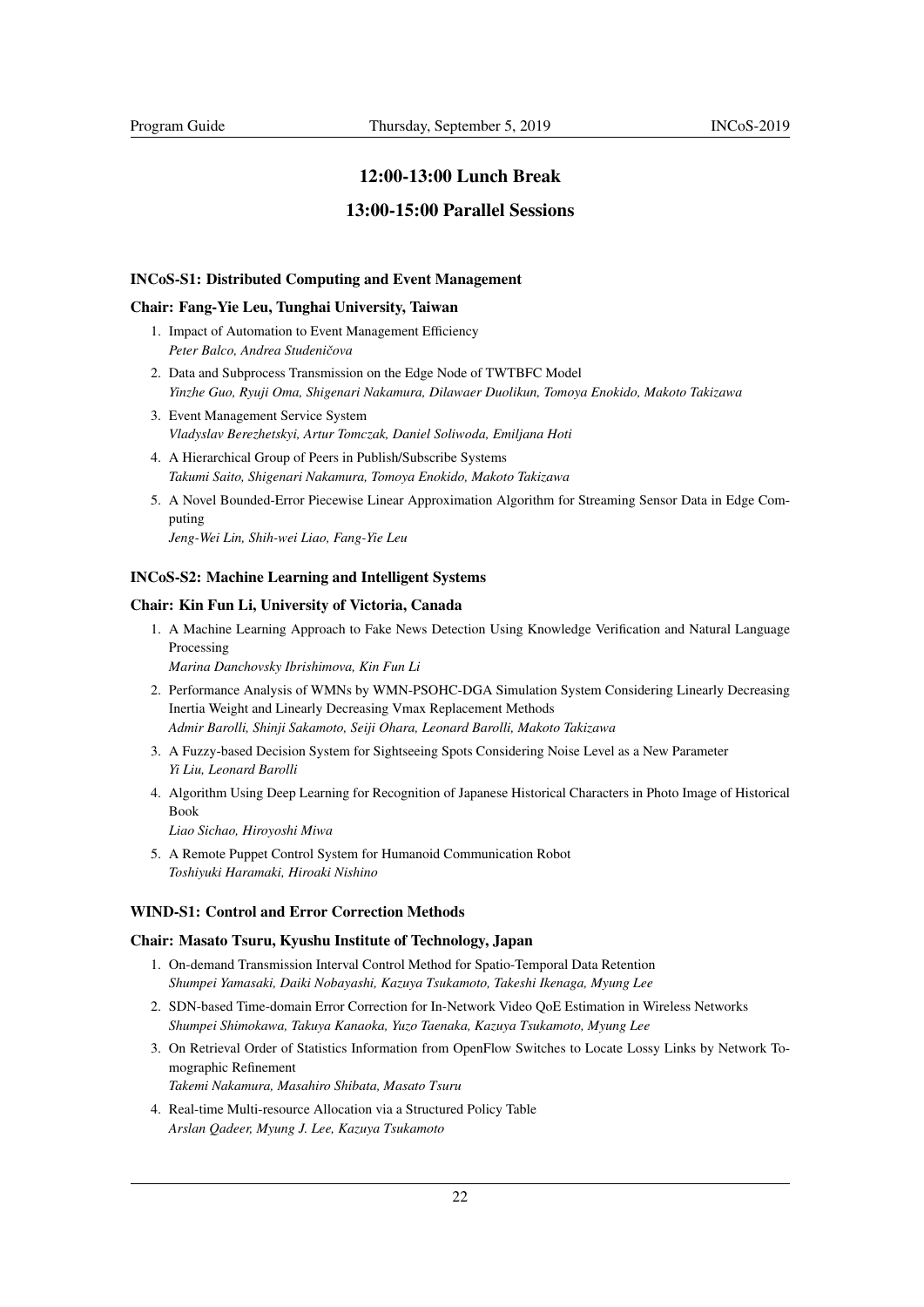## 12:00-13:00 Lunch Break

## 13:00-15:00 Parallel Sessions

### INCoS-S1: Distributed Computing and Event Management

#### Chair: Fang-Yie Leu, Tunghai University, Taiwan

1. Impact of Automation to Event Management Efficiency
   *Peter Balco, Andrea Studeničova*
2. Data and Subprocess Transmission on the Edge Node of TWTBFC Model
   *Yinzhe Guo, Ryuji Oma, Shigenari Nakamura, Dilawaer Duolikun, Tomoya Enokido, Makoto Takizawa*
3. Event Management Service System
   *Vladyslav Berezhetskyi, Artur Tomczak, Daniel Soliwoda, Emiljana Hoti*
4. A Hierarchical Group of Peers in Publish/Subscribe Systems
   *Takumi Saito, Shigenari Nakamura, Tomoya Enokido, Makoto Takizawa*
5. A Novel Bounded-Error Piecewise Linear Approximation Algorithm for Streaming Sensor Data in Edge Computing
   *Jeng-Wei Lin, Shih-wei Liao, Fang-Yie Leu*

### INCoS-S2: Machine Learning and Intelligent Systems

#### Chair: Kin Fun Li, University of Victoria, Canada

1. A Machine Learning Approach to Fake News Detection Using Knowledge Verification and Natural Language Processing
   *Marina Danchovsky Ibrishimova, Kin Fun Li*
2. Performance Analysis of WMNs by WMN-PSOHC-DGA Simulation System Considering Linearly Decreasing Inertia Weight and Linearly Decreasing Vmax Replacement Methods
   *Admir Barolli, Shinji Sakamoto, Seiji Ohara, Leonard Barolli, Makoto Takizawa*
3. A Fuzzy-based Decision System for Sightseeing Spots Considering Noise Level as a New Parameter
   *Yi Liu, Leonard Barolli*
4. Algorithm Using Deep Learning for Recognition of Japanese Historical Characters in Photo Image of Historical Book
   *Liao Sichao, Hiroyoshi Miwa*
5. A Remote Puppet Control System for Humanoid Communication Robot
   *Toshiyuki Haramaki, Hiroaki Nishino*

### WIND-S1: Control and Error Correction Methods

#### Chair: Masato Tsuru, Kyushu Institute of Technology, Japan

1. On-demand Transmission Interval Control Method for Spatio-Temporal Data Retention
   *Shumpei Yamasaki, Daiki Nobayashi, Kazuya Tsukamoto, Takeshi Ikenaga, Myung Lee*
2. SDN-based Time-domain Error Correction for In-Network Video QoE Estimation in Wireless Networks
   *Shumpei Shimokawa, Takuya Kanaoka, Yuzo Taenaka, Kazuya Tsukamoto, Myung Lee*
3. On Retrieval Order of Statistics Information from OpenFlow Switches to Locate Lossy Links by Network Tomographic Refinement
   *Takemi Nakamura, Masahiro Shibata, Masato Tsuru*
4. Real-time Multi-resource Allocation via a Structured Policy Table
   *Arslan Qadeer, Myung J. Lee, Kazuya Tsukamoto*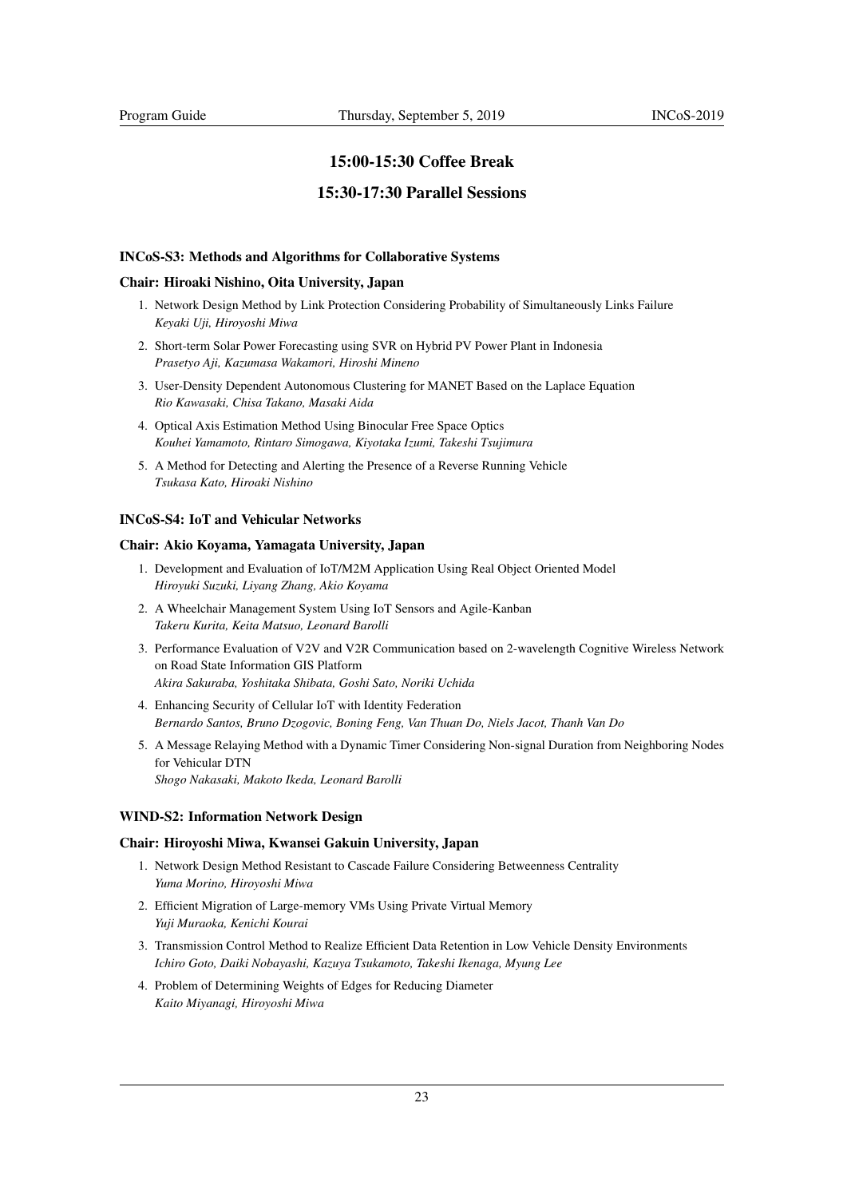## 15:00-15:30 Coffee Break

## 15:30-17:30 Parallel Sessions

**INCoS-S3: Methods and Algorithms for Collaborative Systems**

**Chair: Hiroaki Nishino, Oita University, Japan**

1. Network Design Method by Link Protection Considering Probability of Simultaneously Links Failure
   *Keyaki Uji, Hiroyoshi Miwa*
2. Short-term Solar Power Forecasting using SVR on Hybrid PV Power Plant in Indonesia
   *Prasetyo Aji, Kazumasa Wakamori, Hiroshi Mineno*
3. User-Density Dependent Autonomous Clustering for MANET Based on the Laplace Equation
   *Rio Kawasaki, Chisa Takano, Masaki Aida*
4. Optical Axis Estimation Method Using Binocular Free Space Optics
   *Kouhei Yamamoto, Rintaro Simogawa, Kiyotaka Izumi, Takeshi Tsujimura*
5. A Method for Detecting and Alerting the Presence of a Reverse Running Vehicle
   *Tsukasa Kato, Hiroaki Nishino*

**INCoS-S4: IoT and Vehicular Networks**

**Chair: Akio Koyama, Yamagata University, Japan**

1. Development and Evaluation of IoT/M2M Application Using Real Object Oriented Model
   *Hiroyuki Suzuki, Liyang Zhang, Akio Koyama*
2. A Wheelchair Management System Using IoT Sensors and Agile-Kanban
   *Takeru Kurita, Keita Matsuo, Leonard Barolli*
3. Performance Evaluation of V2V and V2R Communication based on 2-wavelength Cognitive Wireless Network on Road State Information GIS Platform
   *Akira Sakuraba, Yoshitaka Shibata, Goshi Sato, Noriki Uchida*
4. Enhancing Security of Cellular IoT with Identity Federation
   *Bernardo Santos, Bruno Dzogovic, Boning Feng, Van Thuan Do, Niels Jacot, Thanh Van Do*
5. A Message Relaying Method with a Dynamic Timer Considering Non-signal Duration from Neighboring Nodes for Vehicular DTN
   *Shogo Nakasaki, Makoto Ikeda, Leonard Barolli*

**WIND-S2: Information Network Design**

**Chair: Hiroyoshi Miwa, Kwansei Gakuin University, Japan**

1. Network Design Method Resistant to Cascade Failure Considering Betweenness Centrality
   *Yuma Morino, Hiroyoshi Miwa*
2. Efficient Migration of Large-memory VMs Using Private Virtual Memory
   *Yuji Muraoka, Kenichi Kourai*
3. Transmission Control Method to Realize Efficient Data Retention in Low Vehicle Density Environments
   *Ichiro Goto, Daiki Nobayashi, Kazuya Tsukamoto, Takeshi Ikenaga, Myung Lee*
4. Problem of Determining Weights of Edges for Reducing Diameter
   *Kaito Miyanagi, Hiroyoshi Miwa*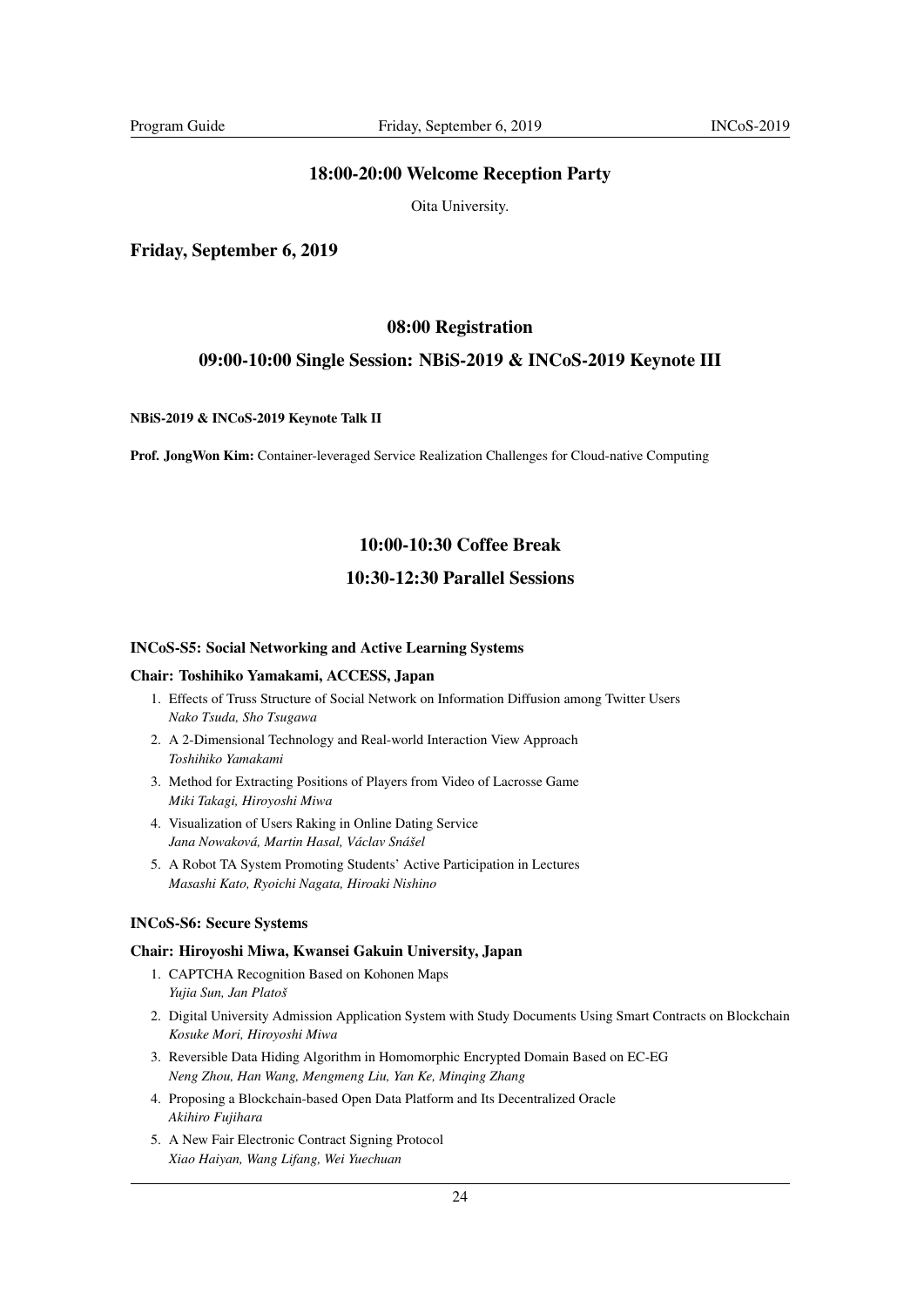### 18:00-20:00 Welcome Reception Party

Oita University.

## Friday, September 6, 2019

### 08:00 Registration

### 09:00-10:00 Single Session: NBiS-2019 & INCoS-2019 Keynote III

**NBiS-2019 & INCoS-2019 Keynote Talk II**

**Prof. JongWon Kim:** Container-leveraged Service Realization Challenges for Cloud-native Computing

### 10:00-10:30 Coffee Break

### 10:30-12:30 Parallel Sessions

**INCoS-S5: Social Networking and Active Learning Systems**

**Chair: Toshihiko Yamakami, ACCESS, Japan**

1. Effects of Truss Structure of Social Network on Information Diffusion among Twitter Users
   *Nako Tsuda, Sho Tsugawa*
2. A 2-Dimensional Technology and Real-world Interaction View Approach
   *Toshihiko Yamakami*
3. Method for Extracting Positions of Players from Video of Lacrosse Game
   *Miki Takagi, Hiroyoshi Miwa*
4. Visualization of Users Raking in Online Dating Service
   *Jana Nowaková, Martin Hasal, Václav Snášel*
5. A Robot TA System Promoting Students' Active Participation in Lectures
   *Masashi Kato, Ryoichi Nagata, Hiroaki Nishino*

**INCoS-S6: Secure Systems**

**Chair: Hiroyoshi Miwa, Kwansei Gakuin University, Japan**

1. CAPTCHA Recognition Based on Kohonen Maps
   *Yujia Sun, Jan Platoš*
2. Digital University Admission Application System with Study Documents Using Smart Contracts on Blockchain
   *Kosuke Mori, Hiroyoshi Miwa*
3. Reversible Data Hiding Algorithm in Homomorphic Encrypted Domain Based on EC-EG
   *Neng Zhou, Han Wang, Mengmeng Liu, Yan Ke, Minqing Zhang*
4. Proposing a Blockchain-based Open Data Platform and Its Decentralized Oracle
   *Akihiro Fujihara*
5. A New Fair Electronic Contract Signing Protocol
   *Xiao Haiyan, Wang Lifang, Wei Yuechuan*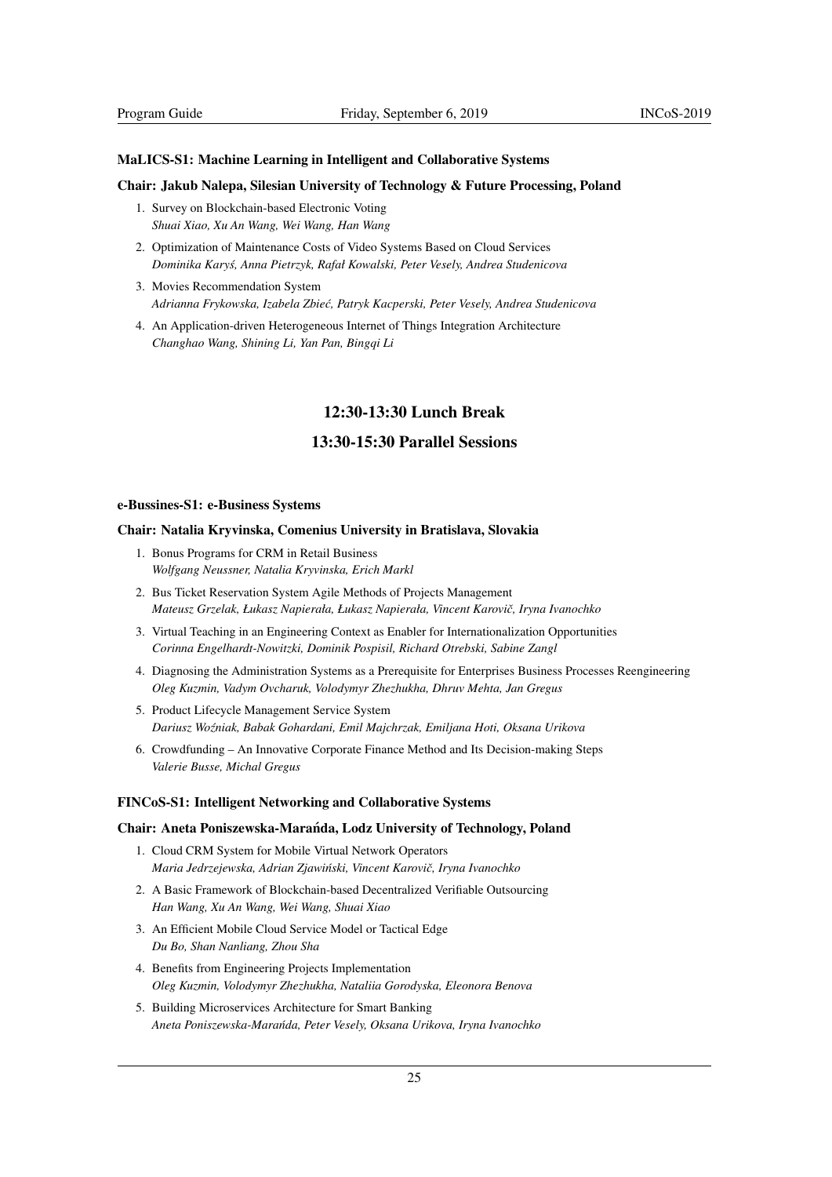#### MaLICS-S1: Machine Learning in Intelligent and Collaborative Systems

#### Chair: Jakub Nalepa, Silesian University of Technology & Future Processing, Poland

1. Survey on Blockchain-based Electronic Voting
   *Shuai Xiao, Xu An Wang, Wei Wang, Han Wang*
2. Optimization of Maintenance Costs of Video Systems Based on Cloud Services
   *Dominika Karyś, Anna Pietrzyk, Rafał Kowalski, Peter Vesely, Andrea Studenicova*
3. Movies Recommendation System
   *Adrianna Frykowska, Izabela Zbieć, Patryk Kacperski, Peter Vesely, Andrea Studenicova*
4. An Application-driven Heterogeneous Internet of Things Integration Architecture
   *Changhao Wang, Shining Li, Yan Pan, Bingqi Li*

## 12:30-13:30 Lunch Break

## 13:30-15:30 Parallel Sessions

#### e-Bussines-S1: e-Business Systems

#### Chair: Natalia Kryvinska, Comenius University in Bratislava, Slovakia

1. Bonus Programs for CRM in Retail Business
   *Wolfgang Neussner, Natalia Kryvinska, Erich Markl*
2. Bus Ticket Reservation System Agile Methods of Projects Management
   *Mateusz Grzelak, Łukasz Napierała, Łukasz Napierała, Vincent Karovič, Iryna Ivanochko*
3. Virtual Teaching in an Engineering Context as Enabler for Internationalization Opportunities
   *Corinna Engelhardt-Nowitzki, Dominik Pospisil, Richard Otrebski, Sabine Zangl*
4. Diagnosing the Administration Systems as a Prerequisite for Enterprises Business Processes Reengineering
   *Oleg Kuzmin, Vadym Ovcharuk, Volodymyr Zhezhukha, Dhruv Mehta, Jan Gregus*
5. Product Lifecycle Management Service System
   *Dariusz Woźniak, Babak Gohardani, Emil Majchrzak, Emiljana Hoti, Oksana Urikova*
6. Crowdfunding – An Innovative Corporate Finance Method and Its Decision-making Steps
   *Valerie Busse, Michal Gregus*

#### FINCoS-S1: Intelligent Networking and Collaborative Systems

#### Chair: Aneta Poniszewska-Marańda, Lodz University of Technology, Poland

1. Cloud CRM System for Mobile Virtual Network Operators
   *Maria Jedrzejewska, Adrian Zjawiński, Vincent Karovič, Iryna Ivanochko*
2. A Basic Framework of Blockchain-based Decentralized Verifiable Outsourcing
   *Han Wang, Xu An Wang, Wei Wang, Shuai Xiao*
3. An Efficient Mobile Cloud Service Model or Tactical Edge
   *Du Bo, Shan Nanliang, Zhou Sha*
4. Benefits from Engineering Projects Implementation
   *Oleg Kuzmin, Volodymyr Zhezhukha, Nataliia Gorodyska, Eleonora Benova*
5. Building Microservices Architecture for Smart Banking
   *Aneta Poniszewska-Marańda, Peter Vesely, Oksana Urikova, Iryna Ivanochko*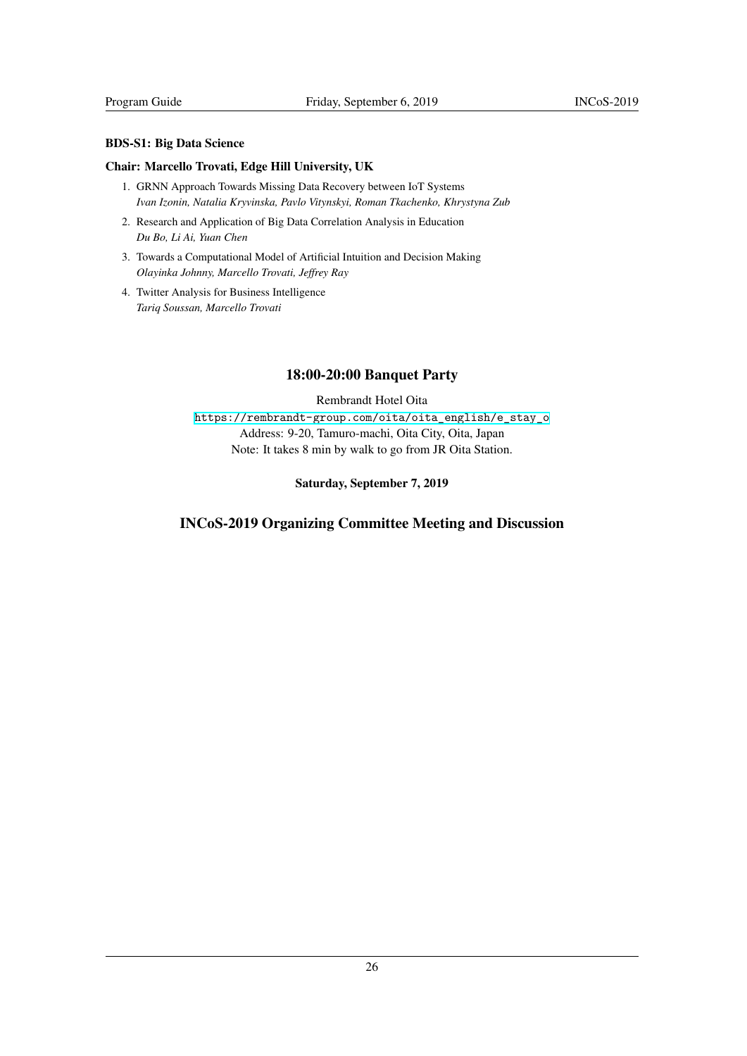**BDS-S1: Big Data Science**

**Chair: Marcello Trovati, Edge Hill University, UK**

1. GRNN Approach Towards Missing Data Recovery between IoT Systems
   *Ivan Izonin, Natalia Kryvinska, Pavlo Vitynskyi, Roman Tkachenko, Khrystyna Zub*
2. Research and Application of Big Data Correlation Analysis in Education
   *Du Bo, Li Ai, Yuan Chen*
3. Towards a Computational Model of Artificial Intuition and Decision Making
   *Olayinka Johnny, Marcello Trovati, Jeffrey Ray*
4. Twitter Analysis for Business Intelligence
   *Tariq Soussan, Marcello Trovati*

## 18:00-20:00 Banquet Party

Rembrandt Hotel Oita

https://rembrandt-group.com/oita/oita_english/e_stay_o

Address: 9-20, Tamuro-machi, Oita City, Oita, Japan

Note: It takes 8 min by walk to go from JR Oita Station.

**Saturday, September 7, 2019**

## INCoS-2019 Organizing Committee Meeting and Discussion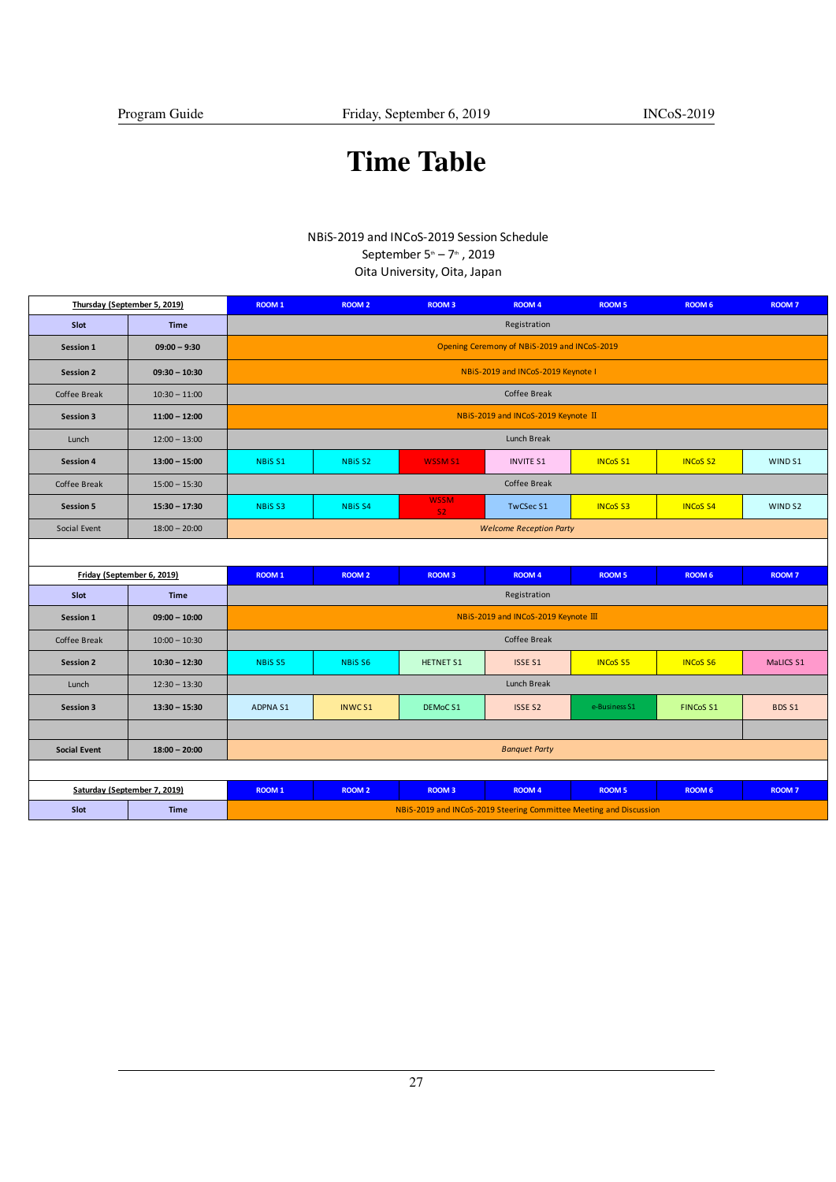# Time Table

NBiS-2019 and INCoS-2019 Session Schedule
September 5th – 7th, 2019
Oita University, Oita, Japan

| Thursday (September 5, 2019) | | ROOM 1 | ROOM 2 | ROOM 3 | ROOM 4 | ROOM 5 | ROOM 6 | ROOM 7 |
|---|---|---|---|---|---|---|---|---|
| Slot | Time | Registration | | | | | | |
| Session 1 | 09:00 – 9:30 | Opening Ceremony of NBiS-2019 and INCoS-2019 | | | | | | |
| Session 2 | 09:30 – 10:30 | NBiS-2019 and INCoS-2019 Keynote I | | | | | | |
| Coffee Break | 10:30 – 11:00 | Coffee Break | | | | | | |
| Session 3 | 11:00 – 12:00 | NBiS-2019 and INCoS-2019 Keynote II | | | | | | |
| Lunch | 12:00 – 13:00 | Lunch Break | | | | | | |
| Session 4 | 13:00 – 15:00 | NBiS S1 | NBiS S2 | WSSM S1 | INVITE S1 | INCoS S1 | INCoS S2 | WIND S1 |
| Coffee Break | 15:00 – 15:30 | Coffee Break | | | | | | |
| Session 5 | 15:30 – 17:30 | NBiS S3 | NBiS S4 | WSSM S2 | TwCSec S1 | INCoS S3 | INCoS S4 | WIND S2 |
| Social Event | 18:00 – 20:00 | *Welcome Reception Party* | | | | | | |

| Friday (September 6, 2019) | | ROOM 1 | ROOM 2 | ROOM 3 | ROOM 4 | ROOM 5 | ROOM 6 | ROOM 7 |
|---|---|---|---|---|---|---|---|---|
| Slot | Time | Registration | | | | | | |
| Session 1 | 09:00 – 10:00 | NBiS-2019 and INCoS-2019 Keynote III | | | | | | |
| Coffee Break | 10:00 – 10:30 | Coffee Break | | | | | | |
| Session 2 | 10:30 – 12:30 | NBiS S5 | NBiS S6 | HETNET S1 | ISSE S1 | INCoS S5 | INCoS S6 | MaLICS S1 |
| Lunch | 12:30 – 13:30 | Lunch Break | | | | | | |
| Session 3 | 13:30 – 15:30 | ADPNA S1 | INWC S1 | DEMoC S1 | ISSE S2 | e-Business S1 | FINCoS S1 | BDS S1 |
| | | | | | | | | |
| Social Event | 18:00 – 20:00 | *Banquet Party* | | | | | | |

| Saturday (September 7, 2019) | | ROOM 1 | ROOM 2 | ROOM 3 | ROOM 4 | ROOM 5 | ROOM 6 | ROOM 7 |
|---|---|---|---|---|---|---|---|---|
| Slot | Time | NBiS-2019 and INCoS-2019 Steering Committee Meeting and Discussion | | | | | | |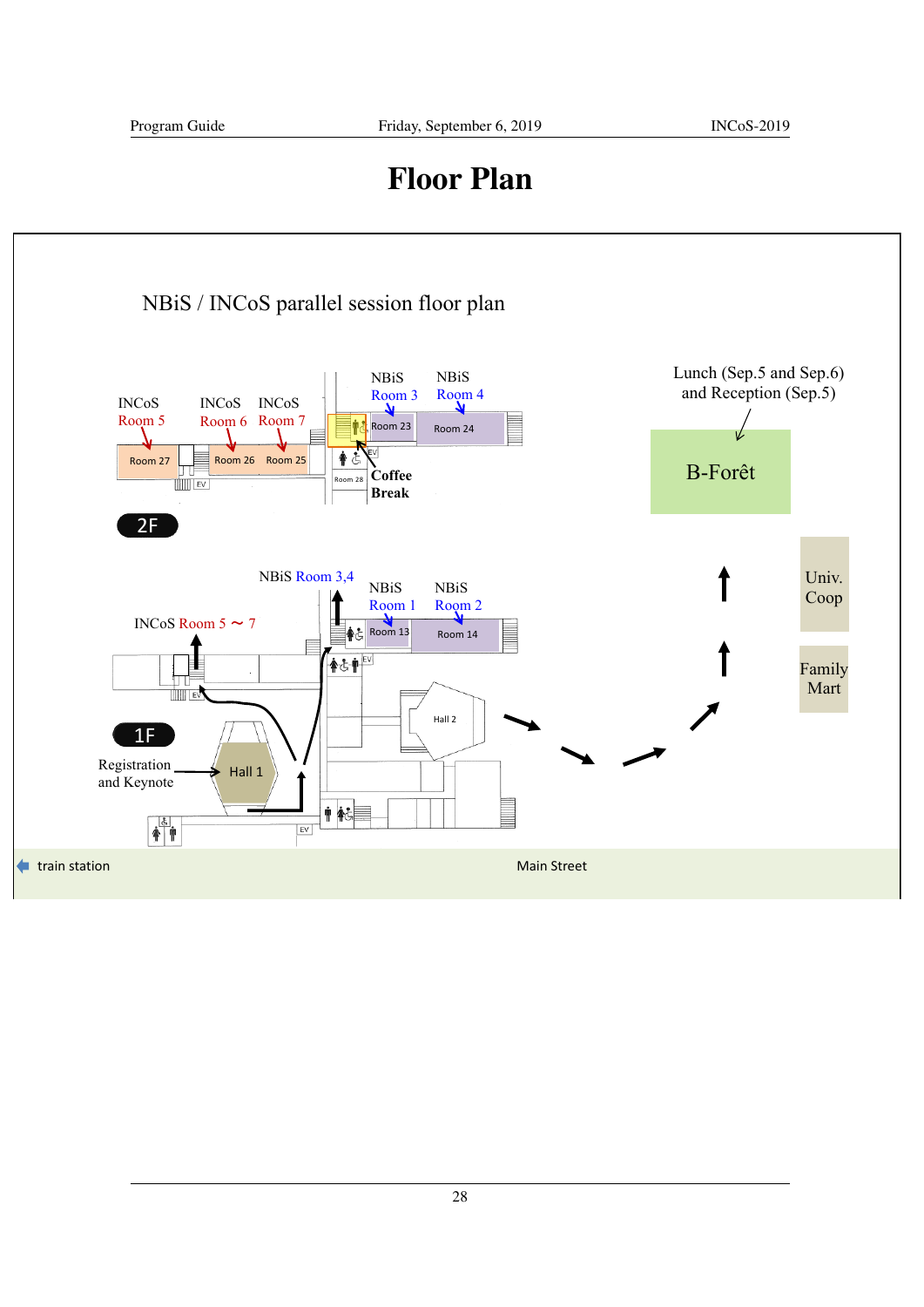# Floor Plan

NBiS / INCoS parallel session floor plan

INCoS Room 5
INCoS Room 6
INCoS Room 7
Room 27
Room 26
Room 25
EV
NBiS Room 3
NBiS Room 4
Room 23
Room 24
EV
Room 28
Coffee Break
2F

Lunch (Sep.5 and Sep.6) and Reception (Sep.5)

B-Forêt

Univ. Coop

Family Mart

NBiS Room 3,4
INCoS Room 5 ~ 7
NBiS Room 1
NBiS Room 2
Room 13
Room 14
EV
EV
1F
Registration and Keynote
Hall 1
Hall 2
EV

train station

Main Street